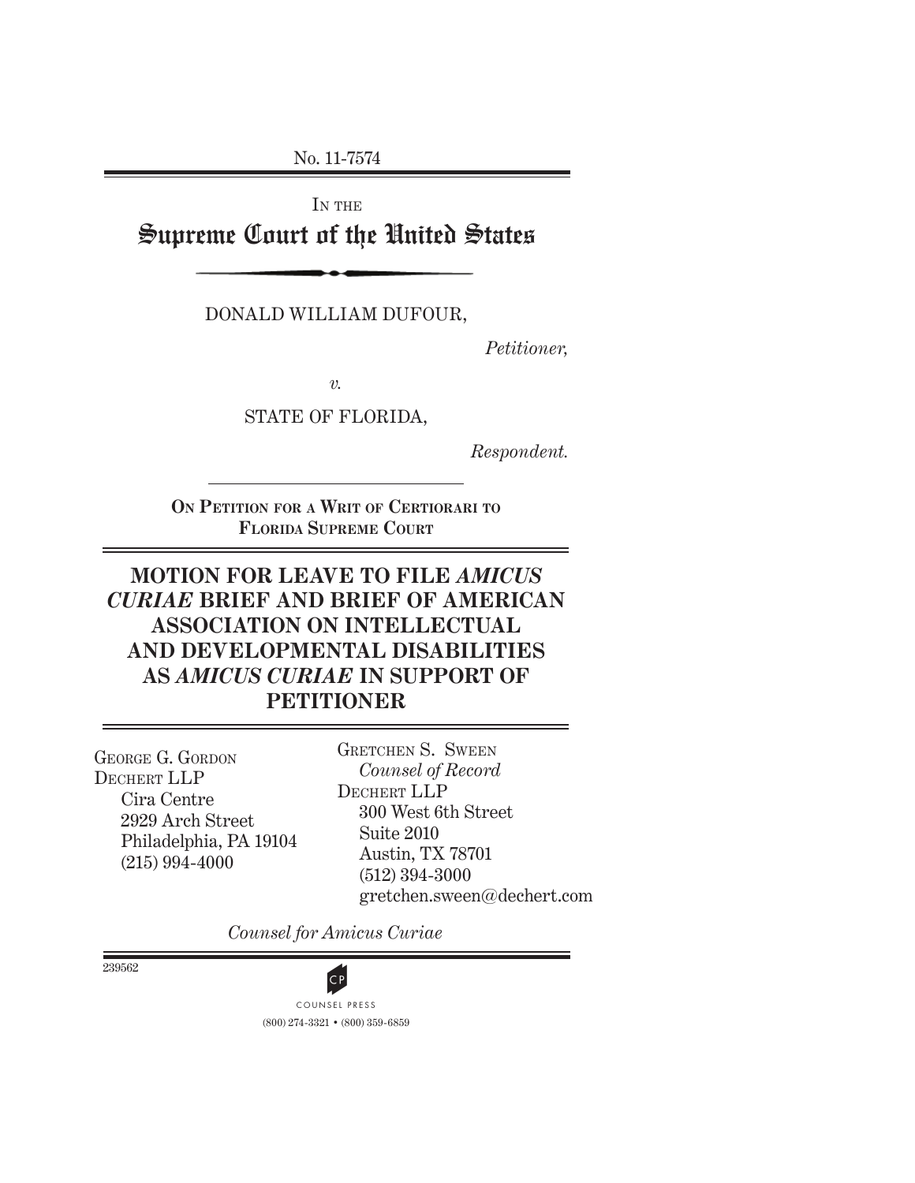No. 11-7574

IN THE

# Supreme Court of the United States

DONALD WILLIAM DUFOUR,

*Petitioner,*

*v.*

STATE OF FLORIDA,

*Respondent.*

**ON PETITION FOR A WRIT OF CERTIORARI TO FLORIDA SUPREME COURT**

## MOTION FOR LEAVE TO FILE *AMICUS CURIAE* BRIEF AND BRIEF OF AMERICAN ASSOCIATION ON INTELLECTUAL AND DEVELOPMENTAL DISABILITIES AS *AMICUS CURIAE* IN SUPPORT OF PETITIONER

GEORGE G. GORDON
DECHERT LLP
Cira Centre
2929 Arch Street
Philadelphia, PA 19104
(215) 994-4000

GRETCHEN S. SWEEN
*Counsel of Record*
DECHERT LLP
300 West 6th Street
Suite 2010
Austin, TX 78701
(512) 394-3000
gretchen.sween@dechert.com

*Counsel for Amicus Curiae*

239562

COUNSEL PRESS
(800) 274-3321 • (800) 359-6859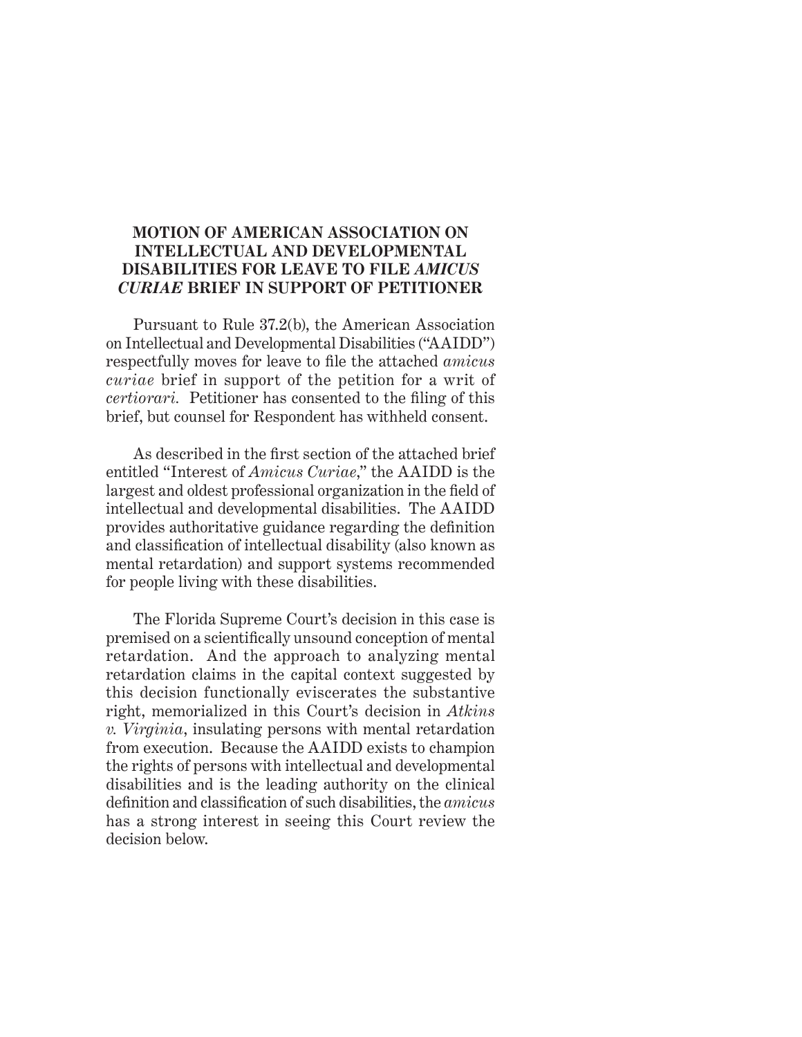## MOTION OF AMERICAN ASSOCIATION ON INTELLECTUAL AND DEVELOPMENTAL DISABILITIES FOR LEAVE TO FILE *AMICUS CURIAE* BRIEF IN SUPPORT OF PETITIONER

Pursuant to Rule 37.2(b), the American Association on Intellectual and Developmental Disabilities ("AAIDD") respectfully moves for leave to file the attached *amicus curiae* brief in support of the petition for a writ of *certiorari*. Petitioner has consented to the filing of this brief, but counsel for Respondent has withheld consent.

As described in the first section of the attached brief entitled "Interest of *Amicus Curiae*," the AAIDD is the largest and oldest professional organization in the field of intellectual and developmental disabilities. The AAIDD provides authoritative guidance regarding the definition and classification of intellectual disability (also known as mental retardation) and support systems recommended for people living with these disabilities.

The Florida Supreme Court's decision in this case is premised on a scientifically unsound conception of mental retardation. And the approach to analyzing mental retardation claims in the capital context suggested by this decision functionally eviscerates the substantive right, memorialized in this Court's decision in *Atkins v. Virginia*, insulating persons with mental retardation from execution. Because the AAIDD exists to champion the rights of persons with intellectual and developmental disabilities and is the leading authority on the clinical definition and classification of such disabilities, the *amicus* has a strong interest in seeing this Court review the decision below.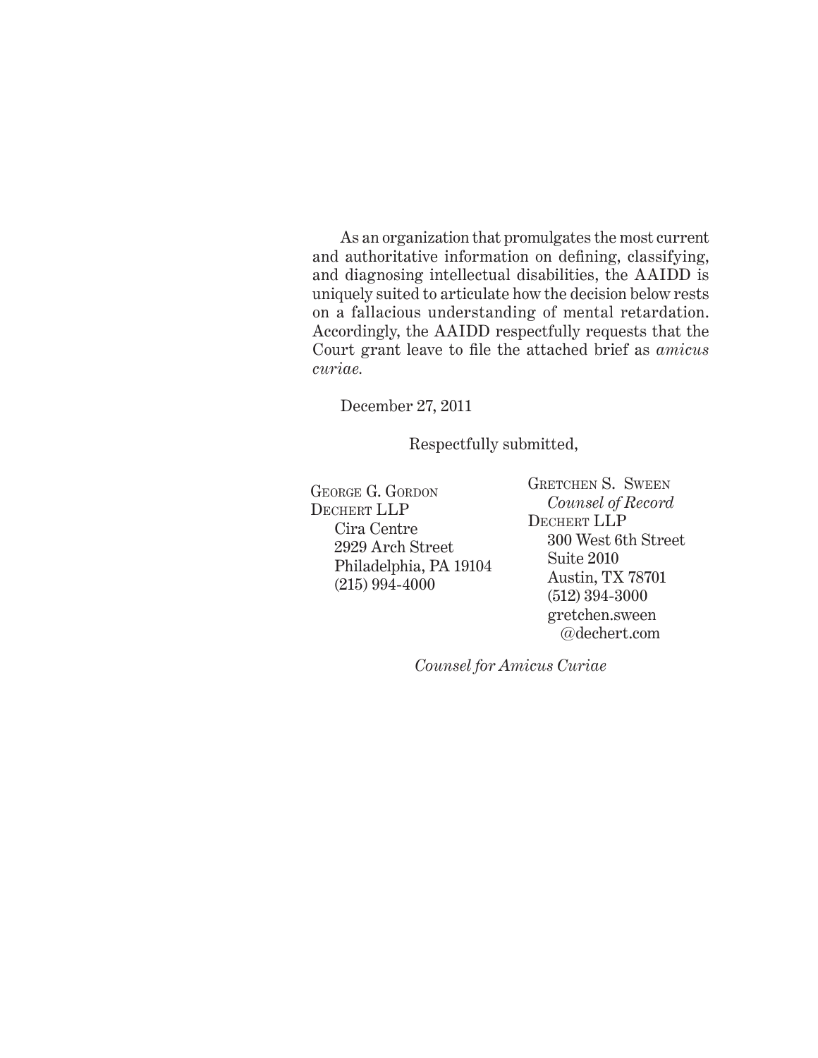As an organization that promulgates the most current and authoritative information on defining, classifying, and diagnosing intellectual disabilities, the AAIDD is uniquely suited to articulate how the decision below rests on a fallacious understanding of mental retardation. Accordingly, the AAIDD respectfully requests that the Court grant leave to file the attached brief as *amicus curiae.*

December 27, 2011

Respectfully submitted,

George G. Gordon
Dechert LLP
Cira Centre
2929 Arch Street
Philadelphia, PA 19104
(215) 994-4000

Gretchen S. Sween
*Counsel of Record*
Dechert LLP
300 West 6th Street
Suite 2010
Austin, TX 78701
(512) 394-3000
gretchen.sween@dechert.com

*Counsel for Amicus Curiae*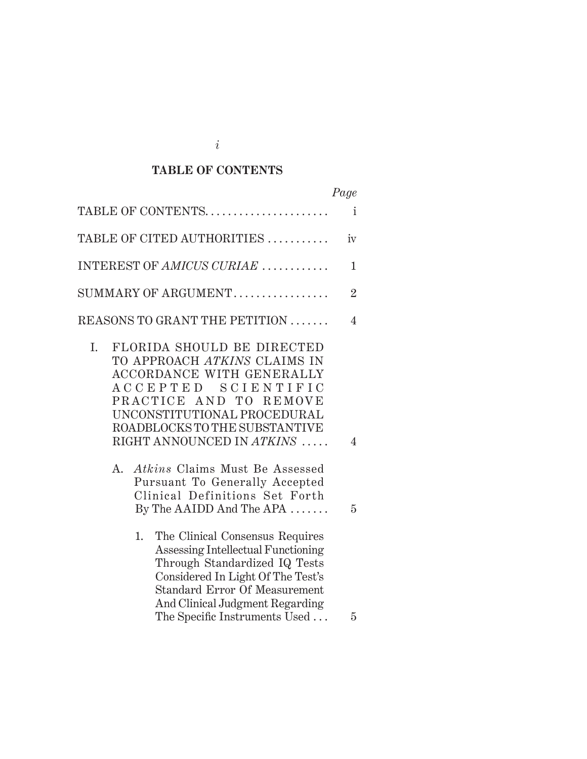## TABLE OF CONTENTS

| | Page |
|---|---|
| TABLE OF CONTENTS | i |
| TABLE OF CITED AUTHORITIES | iv |
| INTEREST OF *AMICUS CURIAE* | 1 |
| SUMMARY OF ARGUMENT | 2 |
| REASONS TO GRANT THE PETITION | 4 |
| I. FLORIDA SHOULD BE DIRECTED TO APPROACH *ATKINS* CLAIMS IN ACCORDANCE WITH GENERALLY ACCEPTED SCIENTIFIC PRACTICE AND TO REMOVE UNCONSTITUTIONAL PROCEDURAL ROADBLOCKS TO THE SUBSTANTIVE RIGHT ANNOUNCED IN *ATKINS* | 4 |
| A. *Atkins* Claims Must Be Assessed Pursuant To Generally Accepted Clinical Definitions Set Forth By The AAIDD And The APA | 5 |
| 1. The Clinical Consensus Requires Assessing Intellectual Functioning Through Standardized IQ Tests Considered In Light Of The Test's Standard Error Of Measurement And Clinical Judgment Regarding The Specific Instruments Used | 5 |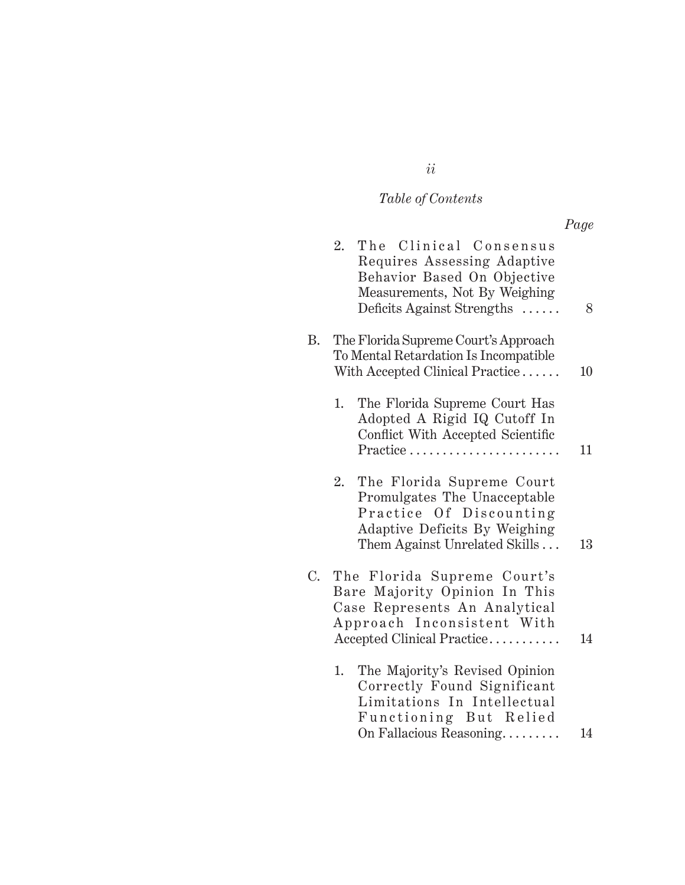*Table of Contents*

| | *Page* |
|---|---|
| 2. The Clinical Consensus Requires Assessing Adaptive Behavior Based On Objective Measurements, Not By Weighing Deficits Against Strengths . . . . . . | 8 |
| B. The Florida Supreme Court's Approach To Mental Retardation Is Incompatible With Accepted Clinical Practice . . . . . . | 10 |
| 1. The Florida Supreme Court Has Adopted A Rigid IQ Cutoff In Conflict With Accepted Scientific Practice . . . . . . . . . . . . . . . . . . . . . . . | 11 |
| 2. The Florida Supreme Court Promulgates The Unacceptable Practice Of Discounting Adaptive Deficits By Weighing Them Against Unrelated Skills . . . | 13 |
| C. The Florida Supreme Court's Bare Majority Opinion In This Case Represents An Analytical Approach Inconsistent With Accepted Clinical Practice . . . . . . . . . . . | 14 |
| 1. The Majority's Revised Opinion Correctly Found Significant Limitations In Intellectual Functioning But Relied On Fallacious Reasoning . . . . . . . . . | 14 |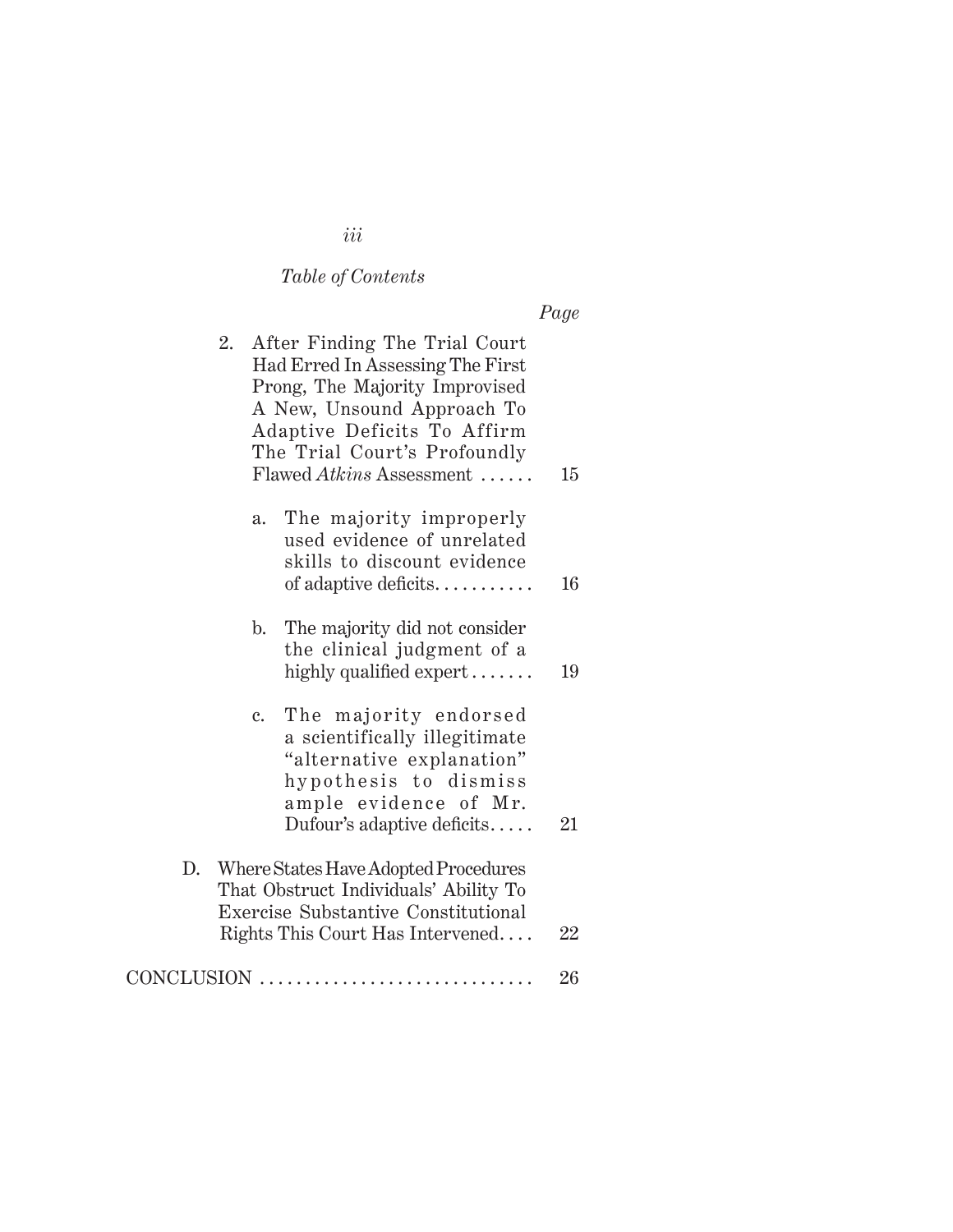*Table of Contents*

*Page*

2. After Finding The Trial Court Had Erred In Assessing The First Prong, The Majority Improvised A New, Unsound Approach To Adaptive Deficits To Affirm The Trial Court's Profoundly Flawed *Atkins* Assessment . . . . . . 15

   a. The majority improperly used evidence of unrelated skills to discount evidence of adaptive deficits. . . . . . . . . . . 16

   b. The majority did not consider the clinical judgment of a highly qualified expert . . . . . . . 19

   c. The majority endorsed a scientifically illegitimate "alternative explanation" hypothesis to dismiss ample evidence of Mr. Dufour's adaptive deficits. . . . . 21

D. Where States Have Adopted Procedures That Obstruct Individuals' Ability To Exercise Substantive Constitutional Rights This Court Has Intervened. . . . 22

CONCLUSION . . . . . . . . . . . . . . . . . . . . . . . . . . . . . . 26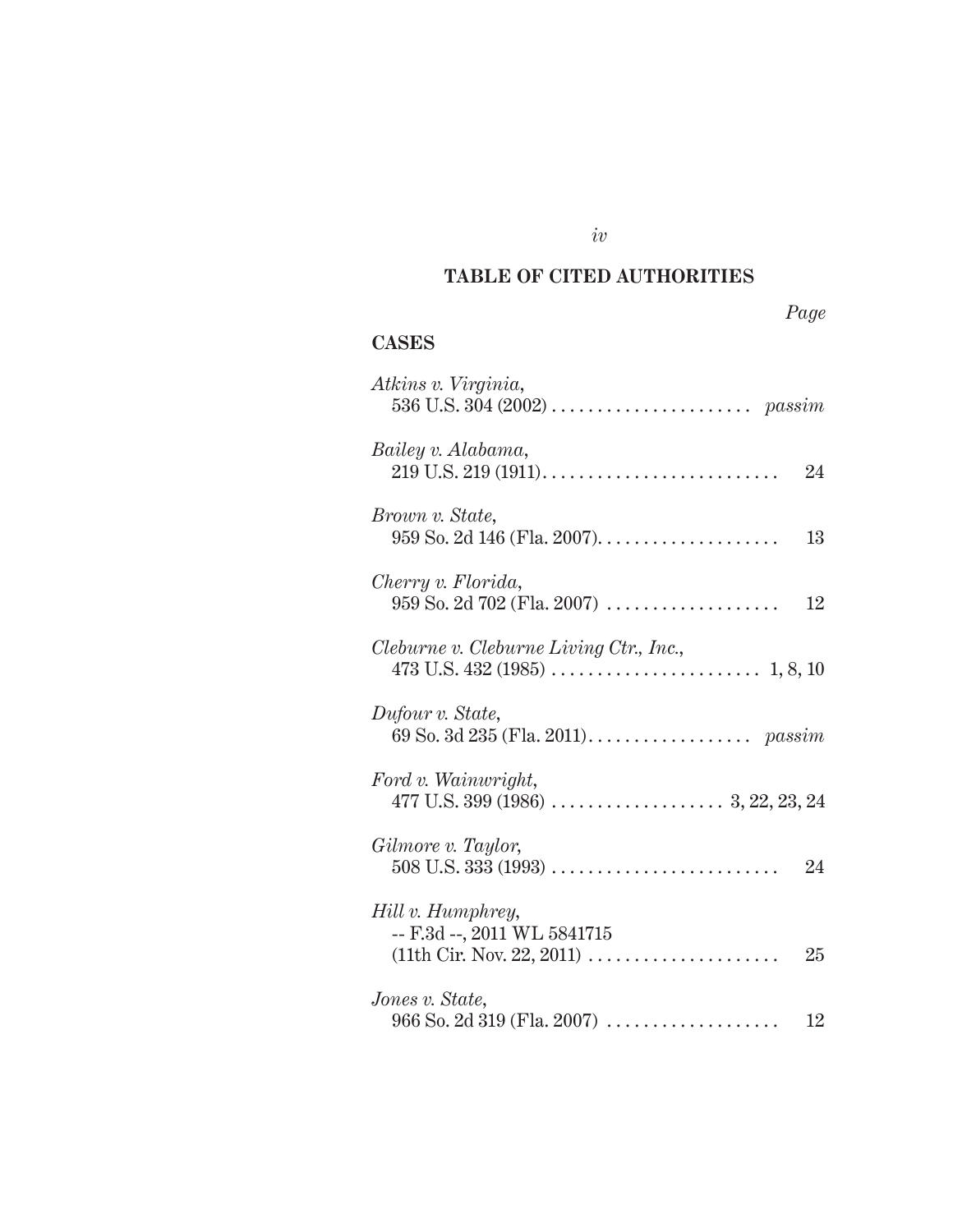## TABLE OF CITED AUTHORITIES

*Page*

### CASES

*Atkins v. Virginia*,
536 U.S. 304 (2002) . . . . . . . . . . . . . . . . . . . . . . *passim*

*Bailey v. Alabama*,
219 U.S. 219 (1911). . . . . . . . . . . . . . . . . . . . . . . . . . 24

*Brown v. State*,
959 So. 2d 146 (Fla. 2007). . . . . . . . . . . . . . . . . . . . 13

*Cherry v. Florida*,
959 So. 2d 702 (Fla. 2007) . . . . . . . . . . . . . . . . . . . 12

*Cleburne v. Cleburne Living Ctr., Inc.*,
473 U.S. 432 (1985) . . . . . . . . . . . . . . . . . . . . . . . 1, 8, 10

*Dufour v. State*,
69 So. 3d 235 (Fla. 2011). . . . . . . . . . . . . . . . . . *passim*

*Ford v. Wainwright*,
477 U.S. 399 (1986) . . . . . . . . . . . . . . . . . . . 3, 22, 23, 24

*Gilmore v. Taylor*,
508 U.S. 333 (1993) . . . . . . . . . . . . . . . . . . . . . . . . . 24

*Hill v. Humphrey*,
-- F.3d --, 2011 WL 5841715
(11th Cir. Nov. 22, 2011) . . . . . . . . . . . . . . . . . . . . . 25

*Jones v. State*,
966 So. 2d 319 (Fla. 2007) . . . . . . . . . . . . . . . . . . . 12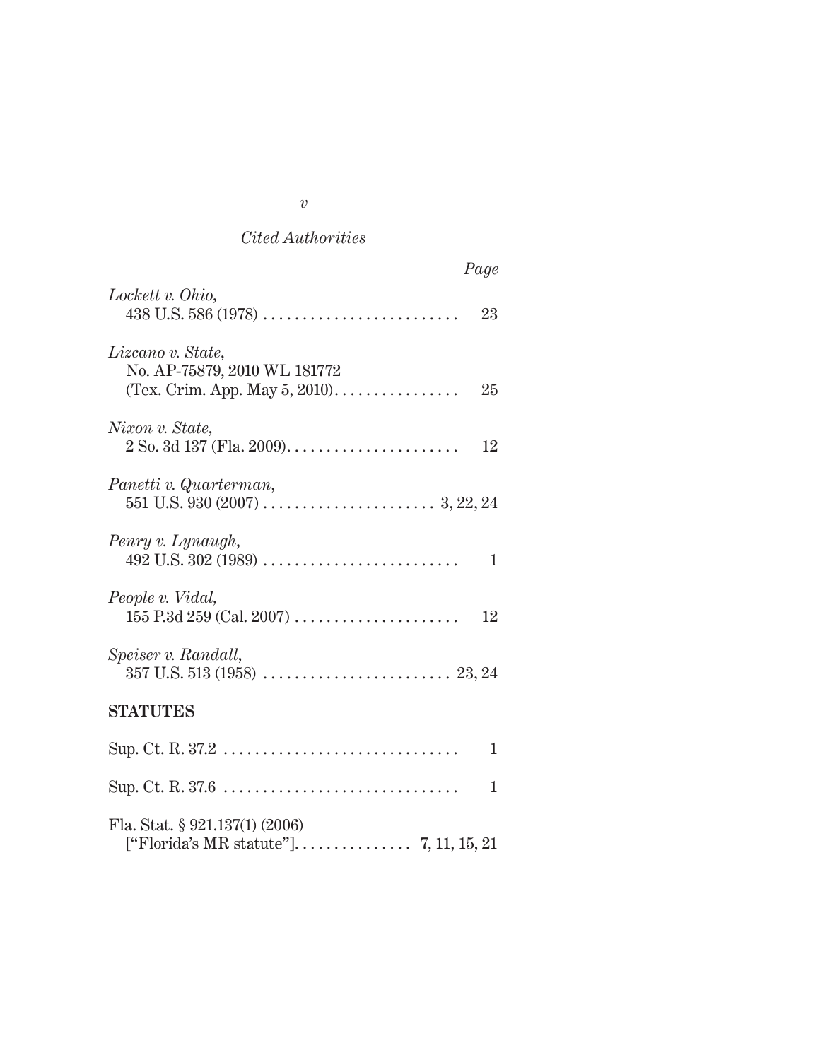*Cited Authorities*

*Page*

*Lockett v. Ohio*,
438 U.S. 586 (1978) .......................... 23

*Lizcano v. State*,
No. AP-75879, 2010 WL 181772
(Tex. Crim. App. May 5, 2010)................. 25

*Nixon v. State*,
2 So. 3d 137 (Fla. 2009)....................... 12

*Panetti v. Quarterman*,
551 U.S. 930 (2007) ....................... 3, 22, 24

*Penry v. Lynaugh*,
492 U.S. 302 (1989) .......................... 1

*People v. Vidal*,
155 P.3d 259 (Cal. 2007) ...................... 12

*Speiser v. Randall*,
357 U.S. 513 (1958) ......................... 23, 24

**STATUTES**

Sup. Ct. R. 37.2 .............................. 1

Sup. Ct. R. 37.6 .............................. 1

Fla. Stat. § 921.137(1) (2006)
["Florida's MR statute"]............... 7, 11, 15, 21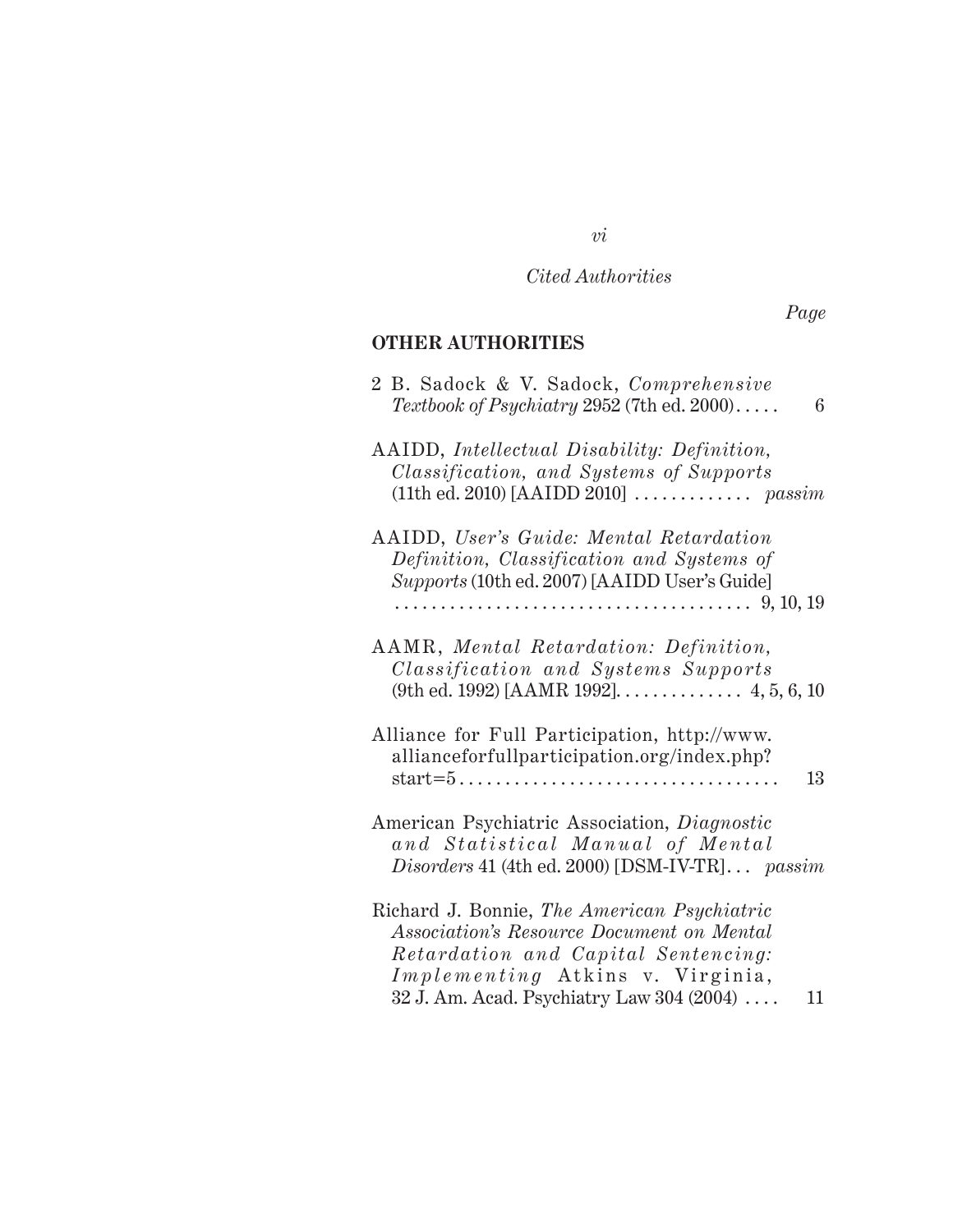*Cited Authorities*

*Page*

**OTHER AUTHORITIES**

2 B. Sadock & V. Sadock, *Comprehensive Textbook of Psychiatry* 2952 (7th ed. 2000) . . . . . 6

AAIDD, *Intellectual Disability: Definition, Classification, and Systems of Supports* (11th ed. 2010) [AAIDD 2010] . . . . . . . . . . . . . *passim*

AAIDD, *User's Guide: Mental Retardation Definition, Classification and Systems of Supports* (10th ed. 2007) [AAIDD User's Guide] . . . . . . . . . . . . . . . . . . . . . . . . . . . . . . . . . . . . . . 9, 10, 19

AAMR, *Mental Retardation: Definition, Classification and Systems Supports* (9th ed. 1992) [AAMR 1992]. . . . . . . . . . . . . . 4, 5, 6, 10

Alliance for Full Participation, http://www.allianceforfullparticipation.org/index.php?start=5 . . . . . . . . . . . . . . . . . . . . . . . . . . . . . . . . . . 13

American Psychiatric Association, *Diagnostic and Statistical Manual of Mental Disorders* 41 (4th ed. 2000) [DSM-IV-TR] . . . *passim*

Richard J. Bonnie, *The American Psychiatric Association's Resource Document on Mental Retardation and Capital Sentencing: Implementing* Atkins v. Virginia, 32 J. Am. Acad. Psychiatry Law 304 (2004) . . . . 11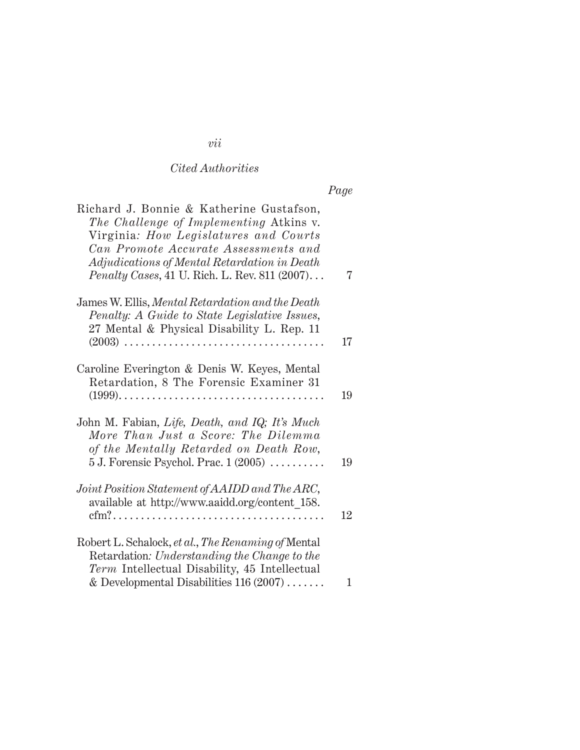*Cited Authorities*

| | *Page* |
|---|---|
| Richard J. Bonnie & Katherine Gustafson, *The Challenge of Implementing* Atkins v. Virginia*: How Legislatures and Courts Can Promote Accurate Assessments and Adjudications of Mental Retardation in Death Penalty Cases*, 41 U. Rich. L. Rev. 811 (2007) . . . | 7 |
| James W. Ellis, *Mental Retardation and the Death Penalty: A Guide to State Legislative Issues*, 27 Mental & Physical Disability L. Rep. 11 (2003) . . . . . . . . . . . . . . . . . . . . . . . . . . . . . . . . . . . | 17 |
| Caroline Everington & Denis W. Keyes, Mental Retardation, 8 The Forensic Examiner 31 (1999). . . . . . . . . . . . . . . . . . . . . . . . . . . . . . . . . . . . | 19 |
| John M. Fabian, *Life, Death, and IQ; It's Much More Than Just a Score: The Dilemma of the Mentally Retarded on Death Row*, 5 J. Forensic Psychol. Prac. 1 (2005) . . . . . . . . . . | 19 |
| *Joint Position Statement of AAIDD and The ARC*, available at http://www.aaidd.org/content_158.cfm? . . . . . . . . . . . . . . . . . . . . . . . . . . . . . . . . . . . . . | 12 |
| Robert L. Schalock, *et al.*, *The Renaming of* Mental Retardation*: Understanding the Change to the Term* Intellectual Disability, 45 Intellectual & Developmental Disabilities 116 (2007) . . . . . . . | 1 |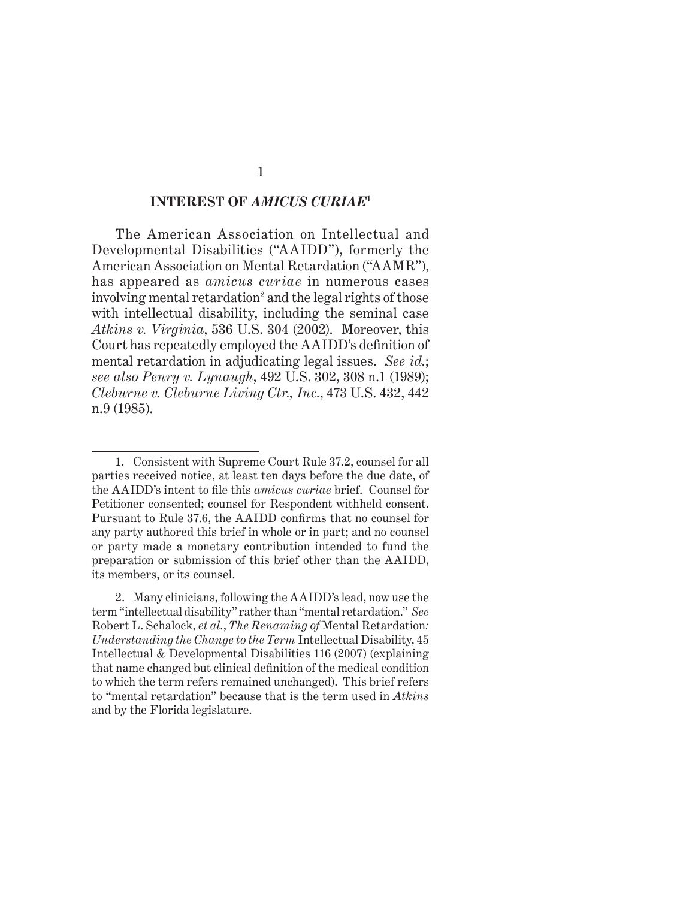## INTEREST OF *AMICUS CURIAE*[1]

The American Association on Intellectual and Developmental Disabilities ("AAIDD"), formerly the American Association on Mental Retardation ("AAMR"), has appeared as *amicus curiae* in numerous cases involving mental retardation[2] and the legal rights of those with intellectual disability, including the seminal case *Atkins v. Virginia*, 536 U.S. 304 (2002). Moreover, this Court has repeatedly employed the AAIDD's definition of mental retardation in adjudicating legal issues. *See id.*; *see also Penry v. Lynaugh*, 492 U.S. 302, 308 n.1 (1989); *Cleburne v. Cleburne Living Ctr., Inc.*, 473 U.S. 432, 442 n.9 (1985).

---

1. Consistent with Supreme Court Rule 37.2, counsel for all parties received notice, at least ten days before the due date, of the AAIDD's intent to file this *amicus curiae* brief. Counsel for Petitioner consented; counsel for Respondent withheld consent. Pursuant to Rule 37.6, the AAIDD confirms that no counsel for any party authored this brief in whole or in part; and no counsel or party made a monetary contribution intended to fund the preparation or submission of this brief other than the AAIDD, its members, or its counsel.

2. Many clinicians, following the AAIDD's lead, now use the term "intellectual disability" rather than "mental retardation." *See* Robert L. Schalock, *et al.*, *The Renaming of* Mental Retardation*: Understanding the Change to the Term* Intellectual Disability, 45 Intellectual & Developmental Disabilities 116 (2007) (explaining that name changed but clinical definition of the medical condition to which the term refers remained unchanged). This brief refers to "mental retardation" because that is the term used in *Atkins* and by the Florida legislature.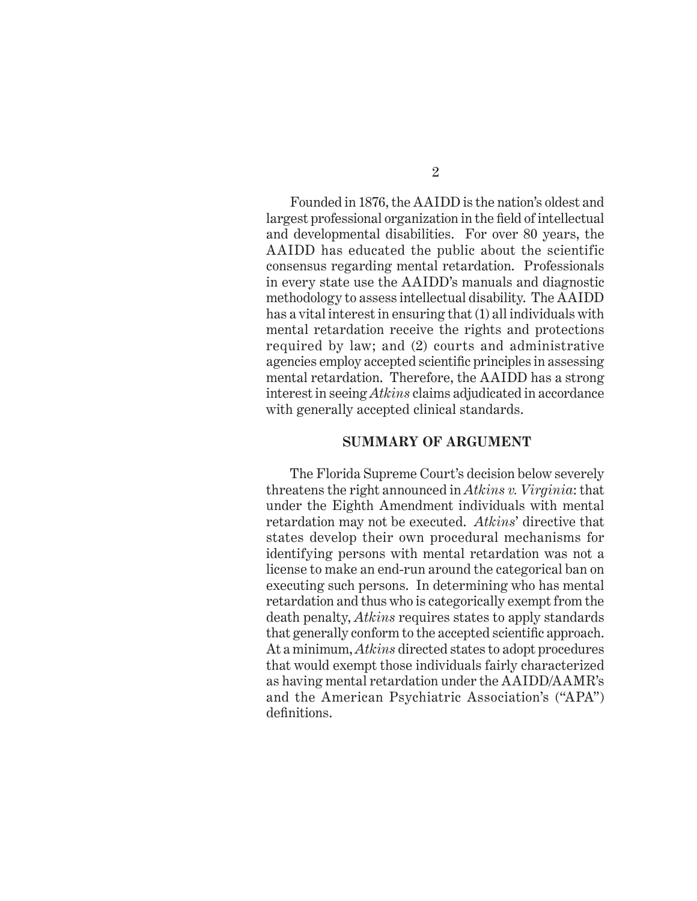Founded in 1876, the AAIDD is the nation's oldest and largest professional organization in the field of intellectual and developmental disabilities. For over 80 years, the AAIDD has educated the public about the scientific consensus regarding mental retardation. Professionals in every state use the AAIDD's manuals and diagnostic methodology to assess intellectual disability. The AAIDD has a vital interest in ensuring that (1) all individuals with mental retardation receive the rights and protections required by law; and (2) courts and administrative agencies employ accepted scientific principles in assessing mental retardation. Therefore, the AAIDD has a strong interest in seeing *Atkins* claims adjudicated in accordance with generally accepted clinical standards.

## SUMMARY OF ARGUMENT

The Florida Supreme Court's decision below severely threatens the right announced in *Atkins v. Virginia*: that under the Eighth Amendment individuals with mental retardation may not be executed. *Atkins*' directive that states develop their own procedural mechanisms for identifying persons with mental retardation was not a license to make an end-run around the categorical ban on executing such persons. In determining who has mental retardation and thus who is categorically exempt from the death penalty, *Atkins* requires states to apply standards that generally conform to the accepted scientific approach. At a minimum, *Atkins* directed states to adopt procedures that would exempt those individuals fairly characterized as having mental retardation under the AAIDD/AAMR's and the American Psychiatric Association's ("APA") definitions.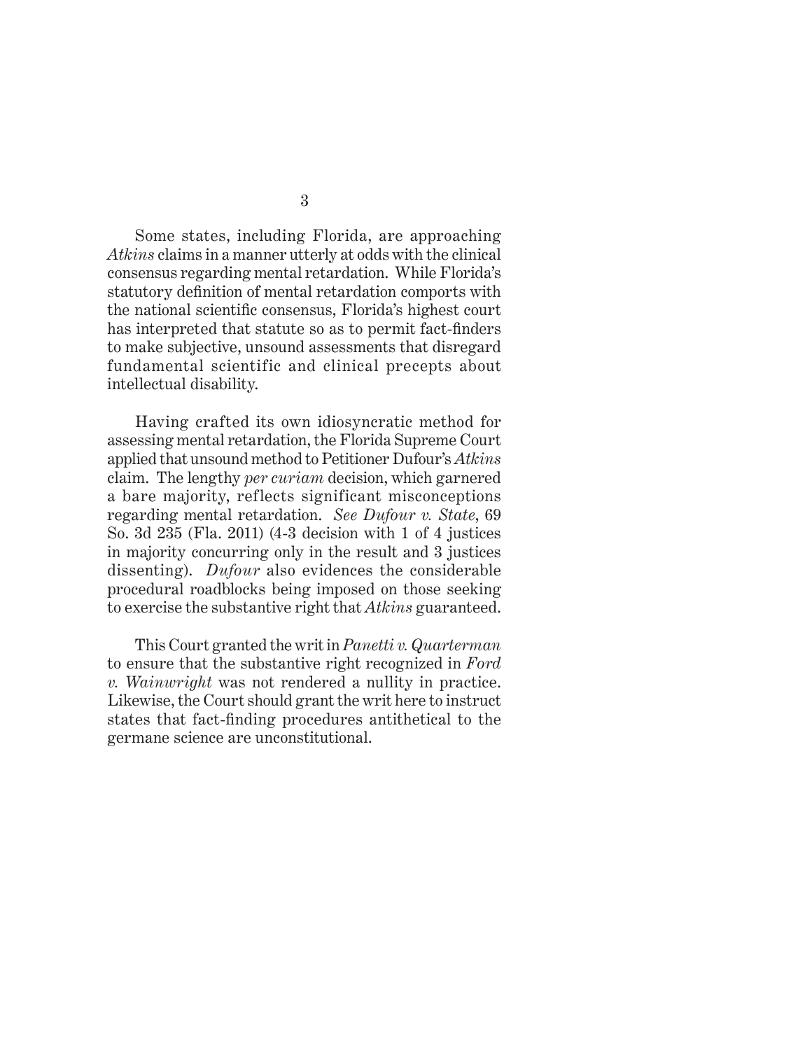Some states, including Florida, are approaching *Atkins* claims in a manner utterly at odds with the clinical consensus regarding mental retardation. While Florida's statutory definition of mental retardation comports with the national scientific consensus, Florida's highest court has interpreted that statute so as to permit fact-finders to make subjective, unsound assessments that disregard fundamental scientific and clinical precepts about intellectual disability.

Having crafted its own idiosyncratic method for assessing mental retardation, the Florida Supreme Court applied that unsound method to Petitioner Dufour's *Atkins* claim. The lengthy *per curiam* decision, which garnered a bare majority, reflects significant misconceptions regarding mental retardation. *See Dufour v. State*, 69 So. 3d 235 (Fla. 2011) (4-3 decision with 1 of 4 justices in majority concurring only in the result and 3 justices dissenting). *Dufour* also evidences the considerable procedural roadblocks being imposed on those seeking to exercise the substantive right that *Atkins* guaranteed.

This Court granted the writ in *Panetti v. Quarterman* to ensure that the substantive right recognized in *Ford v. Wainwright* was not rendered a nullity in practice. Likewise, the Court should grant the writ here to instruct states that fact-finding procedures antithetical to the germane science are unconstitutional.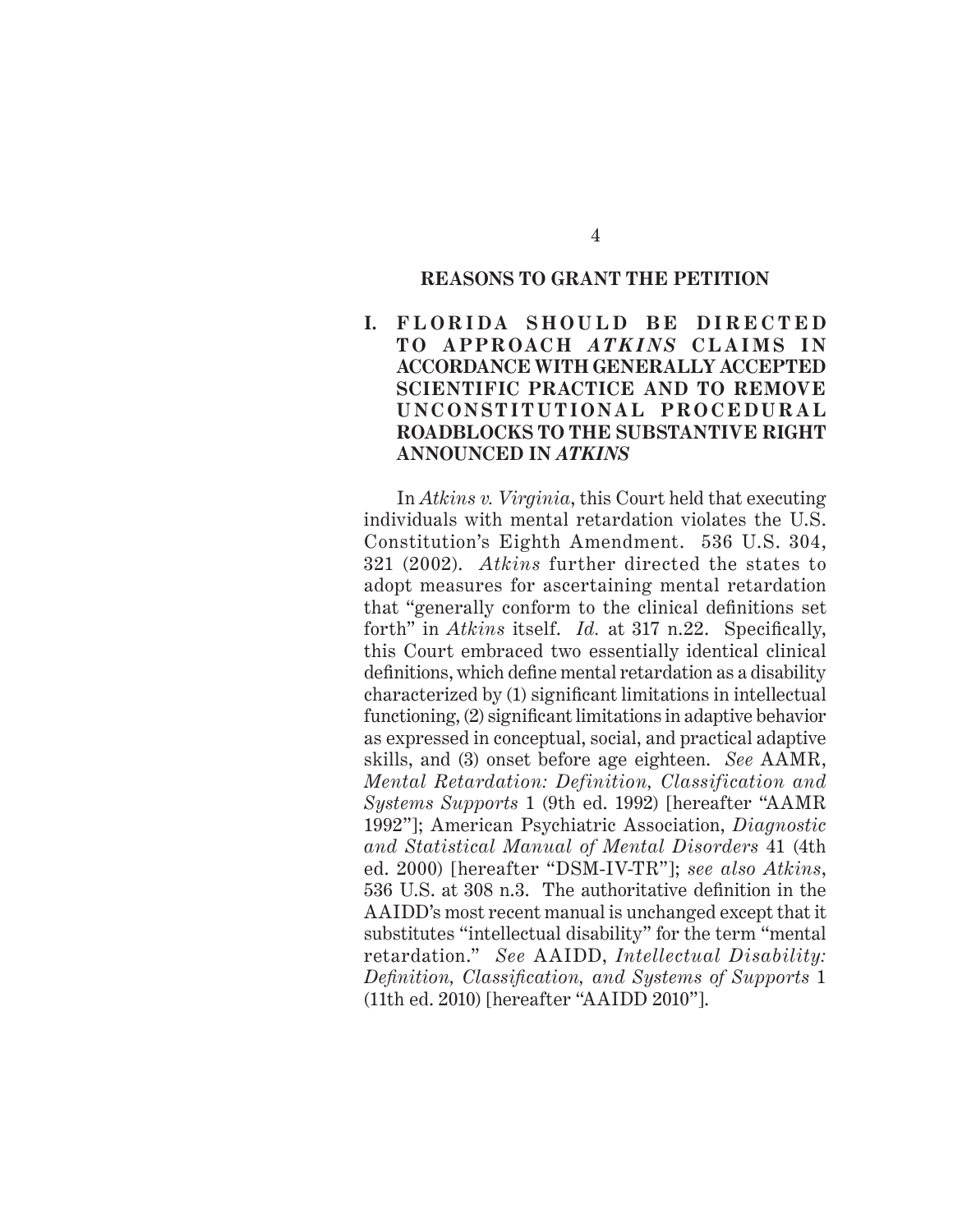## REASONS TO GRANT THE PETITION

### I. FLORIDA SHOULD BE DIRECTED TO APPROACH *ATKINS* CLAIMS IN ACCORDANCE WITH GENERALLY ACCEPTED SCIENTIFIC PRACTICE AND TO REMOVE UNCONSTITUTIONAL PROCEDURAL ROADBLOCKS TO THE SUBSTANTIVE RIGHT ANNOUNCED IN *ATKINS*

In *Atkins v. Virginia*, this Court held that executing individuals with mental retardation violates the U.S. Constitution's Eighth Amendment. 536 U.S. 304, 321 (2002). *Atkins* further directed the states to adopt measures for ascertaining mental retardation that "generally conform to the clinical definitions set forth" in *Atkins* itself. *Id.* at 317 n.22. Specifically, this Court embraced two essentially identical clinical definitions, which define mental retardation as a disability characterized by (1) significant limitations in intellectual functioning, (2) significant limitations in adaptive behavior as expressed in conceptual, social, and practical adaptive skills, and (3) onset before age eighteen. *See* AAMR, *Mental Retardation: Definition, Classification and Systems Supports* 1 (9th ed. 1992) [hereafter "AAMR 1992"]; American Psychiatric Association, *Diagnostic and Statistical Manual of Mental Disorders* 41 (4th ed. 2000) [hereafter "DSM-IV-TR"]; *see also Atkins*, 536 U.S. at 308 n.3. The authoritative definition in the AAIDD's most recent manual is unchanged except that it substitutes "intellectual disability" for the term "mental retardation." *See* AAIDD, *Intellectual Disability: Definition, Classification, and Systems of Supports* 1 (11th ed. 2010) [hereafter "AAIDD 2010"].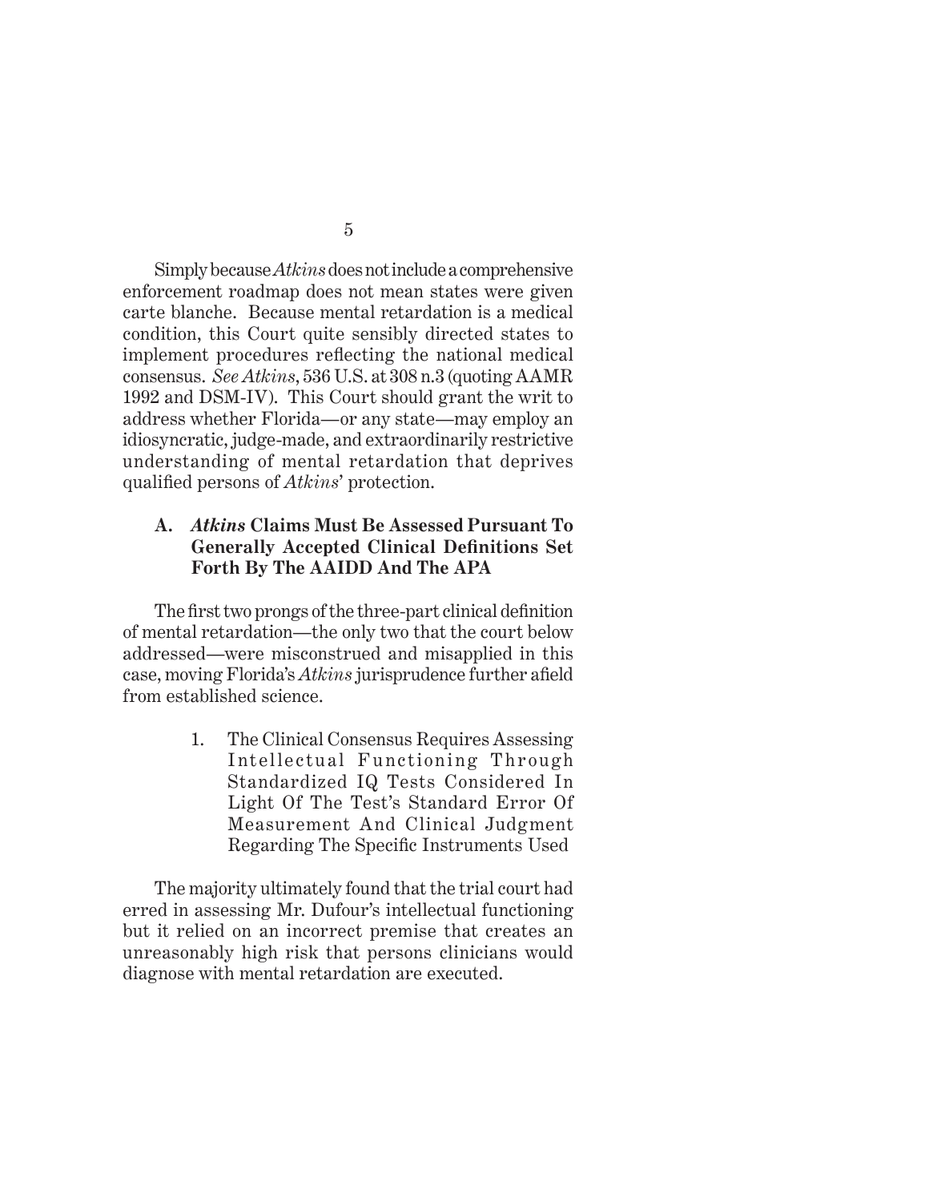Simply because *Atkins* does not include a comprehensive enforcement roadmap does not mean states were given carte blanche. Because mental retardation is a medical condition, this Court quite sensibly directed states to implement procedures reflecting the national medical consensus. *See Atkins*, 536 U.S. at 308 n.3 (quoting AAMR 1992 and DSM-IV). This Court should grant the writ to address whether Florida—or any state—may employ an idiosyncratic, judge-made, and extraordinarily restrictive understanding of mental retardation that deprives qualified persons of *Atkins*' protection.

### A. *Atkins* Claims Must Be Assessed Pursuant To Generally Accepted Clinical Definitions Set Forth By The AAIDD And The APA

The first two prongs of the three-part clinical definition of mental retardation—the only two that the court below addressed—were misconstrued and misapplied in this case, moving Florida's *Atkins* jurisprudence further afield from established science.

#### 1. The Clinical Consensus Requires Assessing Intellectual Functioning Through Standardized IQ Tests Considered In Light Of The Test's Standard Error Of Measurement And Clinical Judgment Regarding The Specific Instruments Used

The majority ultimately found that the trial court had erred in assessing Mr. Dufour's intellectual functioning but it relied on an incorrect premise that creates an unreasonably high risk that persons clinicians would diagnose with mental retardation are executed.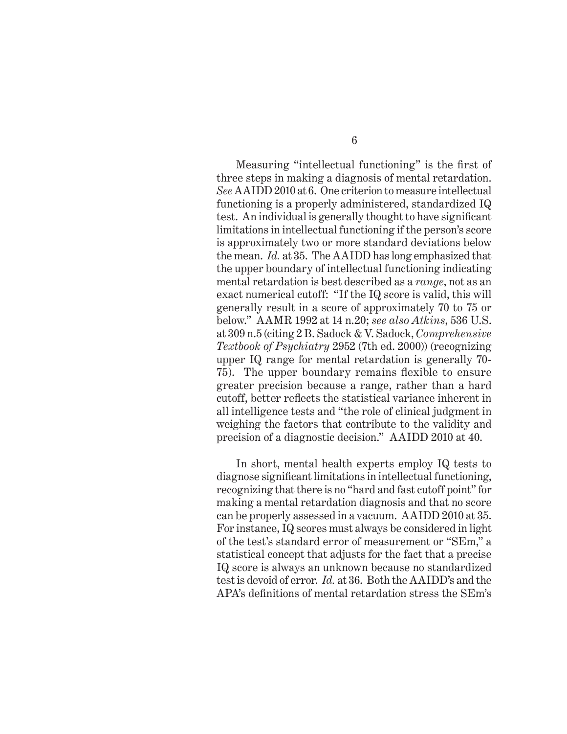Measuring "intellectual functioning" is the first of three steps in making a diagnosis of mental retardation. *See* AAIDD 2010 at 6. One criterion to measure intellectual functioning is a properly administered, standardized IQ test. An individual is generally thought to have significant limitations in intellectual functioning if the person's score is approximately two or more standard deviations below the mean. *Id.* at 35. The AAIDD has long emphasized that the upper boundary of intellectual functioning indicating mental retardation is best described as a *range*, not as an exact numerical cutoff: "If the IQ score is valid, this will generally result in a score of approximately 70 to 75 or below." AAMR 1992 at 14 n.20; *see also Atkins*, 536 U.S. at 309 n.5 (citing 2 B. Sadock & V. Sadock, *Comprehensive Textbook of Psychiatry* 2952 (7th ed. 2000)) (recognizing upper IQ range for mental retardation is generally 70-75). The upper boundary remains flexible to ensure greater precision because a range, rather than a hard cutoff, better reflects the statistical variance inherent in all intelligence tests and "the role of clinical judgment in weighing the factors that contribute to the validity and precision of a diagnostic decision." AAIDD 2010 at 40.

In short, mental health experts employ IQ tests to diagnose significant limitations in intellectual functioning, recognizing that there is no "hard and fast cutoff point" for making a mental retardation diagnosis and that no score can be properly assessed in a vacuum. AAIDD 2010 at 35. For instance, IQ scores must always be considered in light of the test's standard error of measurement or "SEm," a statistical concept that adjusts for the fact that a precise IQ score is always an unknown because no standardized test is devoid of error. *Id.* at 36. Both the AAIDD's and the APA's definitions of mental retardation stress the SEm's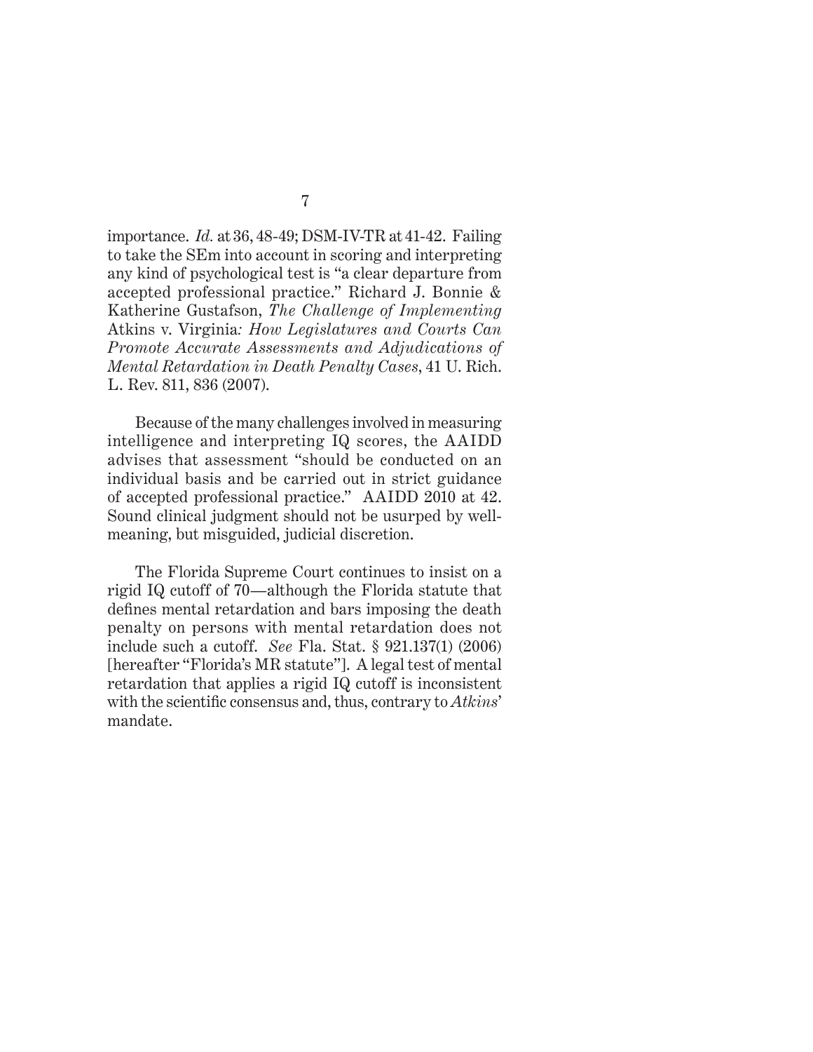importance. *Id.* at 36, 48-49; DSM-IV-TR at 41-42. Failing to take the SEm into account in scoring and interpreting any kind of psychological test is "a clear departure from accepted professional practice." Richard J. Bonnie & Katherine Gustafson, *The Challenge of Implementing* Atkins v. Virginia*: How Legislatures and Courts Can Promote Accurate Assessments and Adjudications of Mental Retardation in Death Penalty Cases*, 41 U. Rich. L. Rev. 811, 836 (2007).

Because of the many challenges involved in measuring intelligence and interpreting IQ scores, the AAIDD advises that assessment "should be conducted on an individual basis and be carried out in strict guidance of accepted professional practice." AAIDD 2010 at 42. Sound clinical judgment should not be usurped by well-meaning, but misguided, judicial discretion.

The Florida Supreme Court continues to insist on a rigid IQ cutoff of 70—although the Florida statute that defines mental retardation and bars imposing the death penalty on persons with mental retardation does not include such a cutoff. *See* Fla. Stat. § 921.137(1) (2006) [hereafter "Florida's MR statute"]. A legal test of mental retardation that applies a rigid IQ cutoff is inconsistent with the scientific consensus and, thus, contrary to *Atkins*' mandate.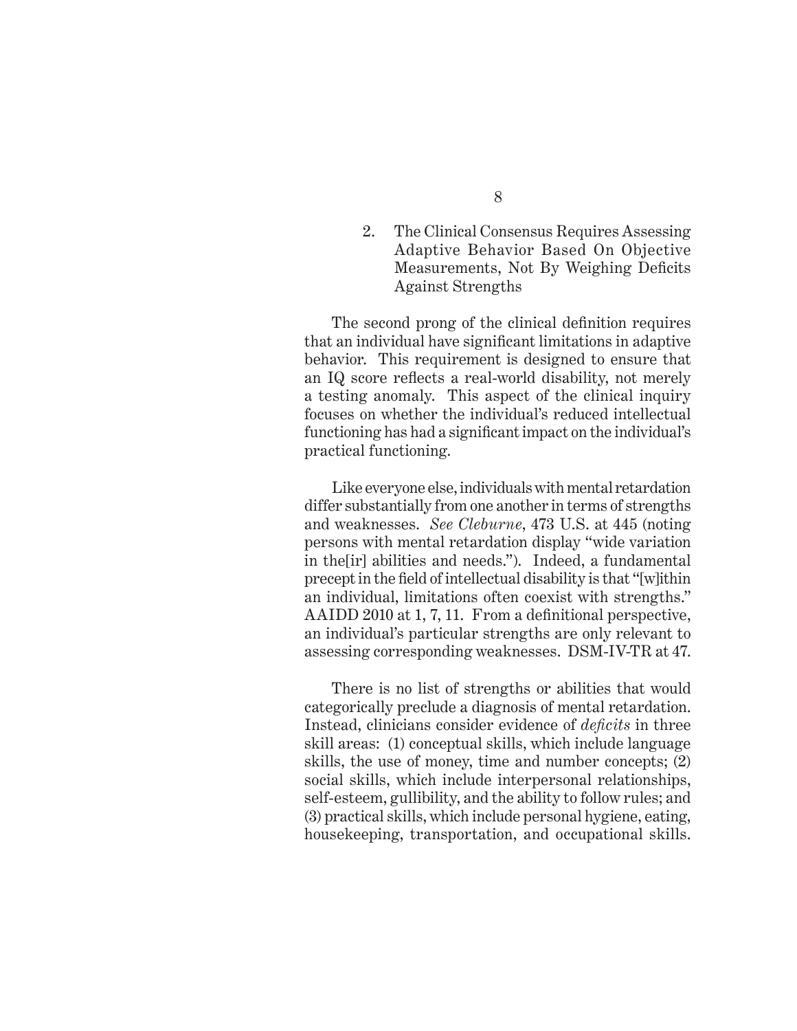### 2. The Clinical Consensus Requires Assessing Adaptive Behavior Based On Objective Measurements, Not By Weighing Deficits Against Strengths

The second prong of the clinical definition requires that an individual have significant limitations in adaptive behavior. This requirement is designed to ensure that an IQ score reflects a real-world disability, not merely a testing anomaly. This aspect of the clinical inquiry focuses on whether the individual's reduced intellectual functioning has had a significant impact on the individual's practical functioning.

Like everyone else, individuals with mental retardation differ substantially from one another in terms of strengths and weaknesses. *See Cleburne*, 473 U.S. at 445 (noting persons with mental retardation display "wide variation in the[ir] abilities and needs."). Indeed, a fundamental precept in the field of intellectual disability is that "[w]ithin an individual, limitations often coexist with strengths." AAIDD 2010 at 1, 7, 11. From a definitional perspective, an individual's particular strengths are only relevant to assessing corresponding weaknesses. DSM-IV-TR at 47.

There is no list of strengths or abilities that would categorically preclude a diagnosis of mental retardation. Instead, clinicians consider evidence of *deficits* in three skill areas: (1) conceptual skills, which include language skills, the use of money, time and number concepts; (2) social skills, which include interpersonal relationships, self-esteem, gullibility, and the ability to follow rules; and (3) practical skills, which include personal hygiene, eating, housekeeping, transportation, and occupational skills.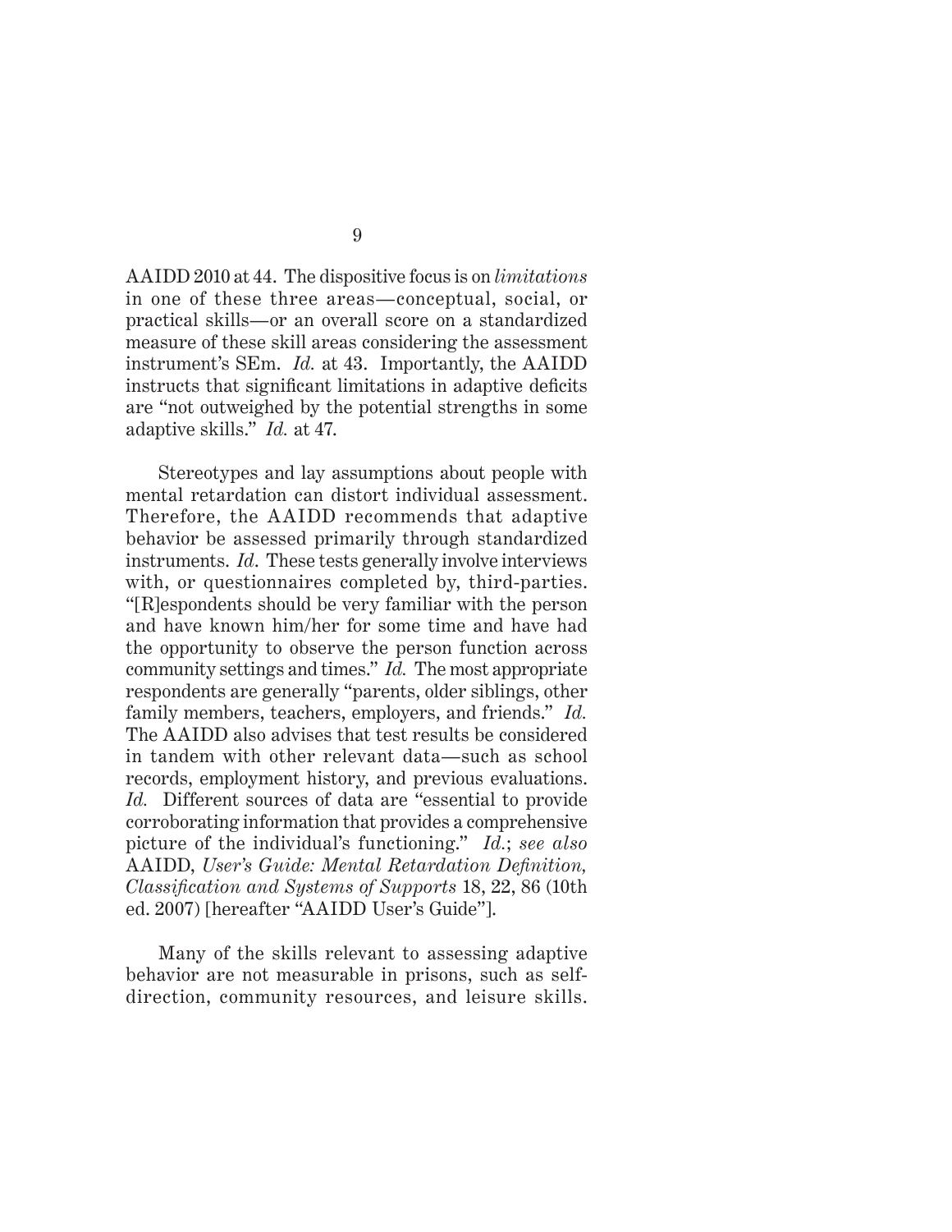AAIDD 2010 at 44. The dispositive focus is on *limitations* in one of these three areas—conceptual, social, or practical skills—or an overall score on a standardized measure of these skill areas considering the assessment instrument's SEm. *Id.* at 43. Importantly, the AAIDD instructs that significant limitations in adaptive deficits are "not outweighed by the potential strengths in some adaptive skills." *Id.* at 47.

Stereotypes and lay assumptions about people with mental retardation can distort individual assessment. Therefore, the AAIDD recommends that adaptive behavior be assessed primarily through standardized instruments. *Id*. These tests generally involve interviews with, or questionnaires completed by, third-parties. "[R]espondents should be very familiar with the person and have known him/her for some time and have had the opportunity to observe the person function across community settings and times." *Id.* The most appropriate respondents are generally "parents, older siblings, other family members, teachers, employers, and friends." *Id.* The AAIDD also advises that test results be considered in tandem with other relevant data—such as school records, employment history, and previous evaluations. *Id.* Different sources of data are "essential to provide corroborating information that provides a comprehensive picture of the individual's functioning." *Id.*; *see also* AAIDD, *User's Guide: Mental Retardation Definition, Classification and Systems of Supports* 18, 22, 86 (10th ed. 2007) [hereafter "AAIDD User's Guide"].

Many of the skills relevant to assessing adaptive behavior are not measurable in prisons, such as self-direction, community resources, and leisure skills.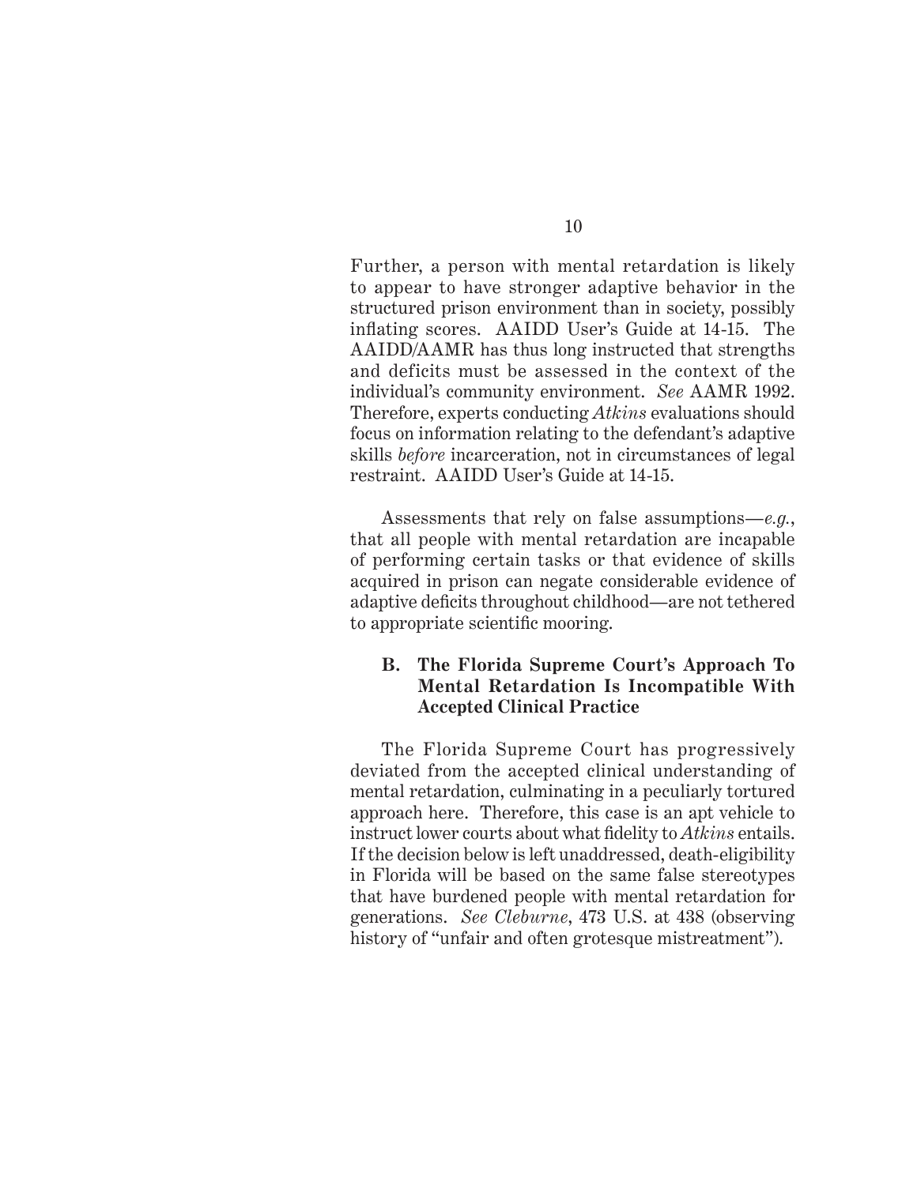Further, a person with mental retardation is likely to appear to have stronger adaptive behavior in the structured prison environment than in society, possibly inflating scores. AAIDD User's Guide at 14-15. The AAIDD/AAMR has thus long instructed that strengths and deficits must be assessed in the context of the individual's community environment. *See* AAMR 1992. Therefore, experts conducting *Atkins* evaluations should focus on information relating to the defendant's adaptive skills *before* incarceration, not in circumstances of legal restraint. AAIDD User's Guide at 14-15.

Assessments that rely on false assumptions—*e.g.*, that all people with mental retardation are incapable of performing certain tasks or that evidence of skills acquired in prison can negate considerable evidence of adaptive deficits throughout childhood—are not tethered to appropriate scientific mooring.

### B. The Florida Supreme Court's Approach To Mental Retardation Is Incompatible With Accepted Clinical Practice

The Florida Supreme Court has progressively deviated from the accepted clinical understanding of mental retardation, culminating in a peculiarly tortured approach here. Therefore, this case is an apt vehicle to instruct lower courts about what fidelity to *Atkins* entails. If the decision below is left unaddressed, death-eligibility in Florida will be based on the same false stereotypes that have burdened people with mental retardation for generations. *See Cleburne*, 473 U.S. at 438 (observing history of "unfair and often grotesque mistreatment").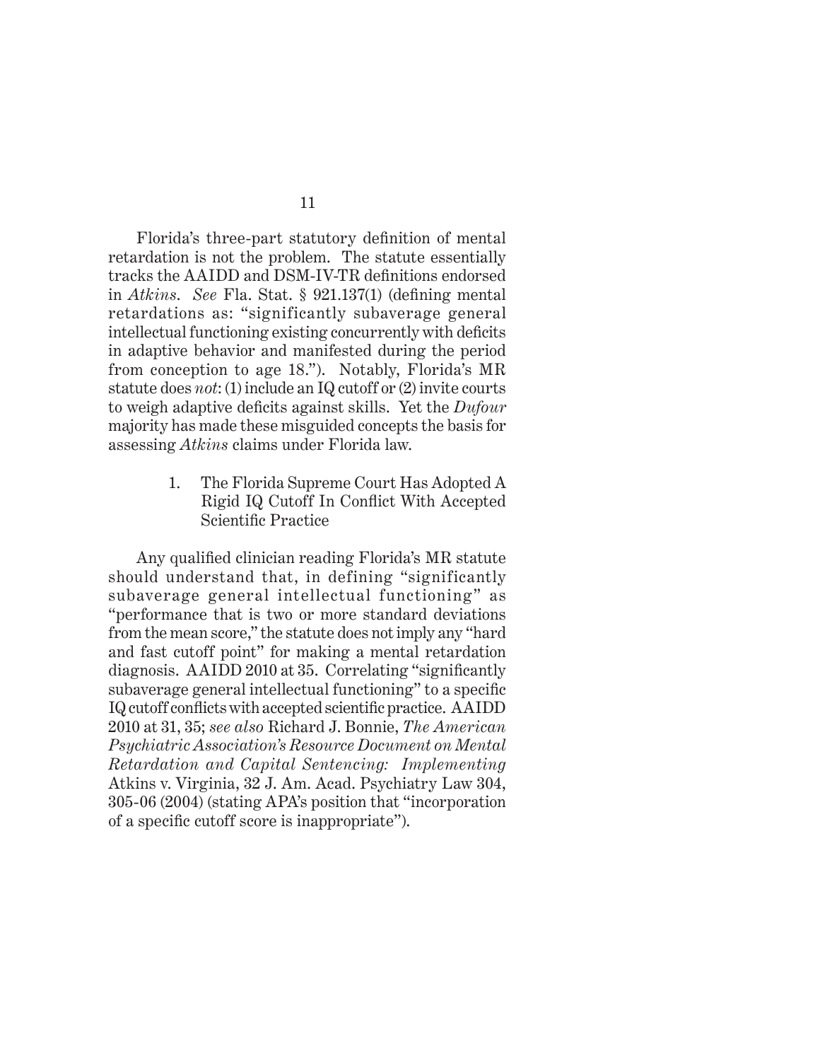Florida's three-part statutory definition of mental retardation is not the problem. The statute essentially tracks the AAIDD and DSM-IV-TR definitions endorsed in *Atkins*. *See* Fla. Stat. § 921.137(1) (defining mental retardations as: "significantly subaverage general intellectual functioning existing concurrently with deficits in adaptive behavior and manifested during the period from conception to age 18."). Notably, Florida's MR statute does *not*: (1) include an IQ cutoff or (2) invite courts to weigh adaptive deficits against skills. Yet the *Dufour* majority has made these misguided concepts the basis for assessing *Atkins* claims under Florida law.

### 1. The Florida Supreme Court Has Adopted A Rigid IQ Cutoff In Conflict With Accepted Scientific Practice

Any qualified clinician reading Florida's MR statute should understand that, in defining "significantly subaverage general intellectual functioning" as "performance that is two or more standard deviations from the mean score," the statute does not imply any "hard and fast cutoff point" for making a mental retardation diagnosis. AAIDD 2010 at 35. Correlating "significantly subaverage general intellectual functioning" to a specific IQ cutoff conflicts with accepted scientific practice. AAIDD 2010 at 31, 35; *see also* Richard J. Bonnie, *The American Psychiatric Association's Resource Document on Mental Retardation and Capital Sentencing: Implementing* Atkins v. Virginia, 32 J. Am. Acad. Psychiatry Law 304, 305-06 (2004) (stating APA's position that "incorporation of a specific cutoff score is inappropriate").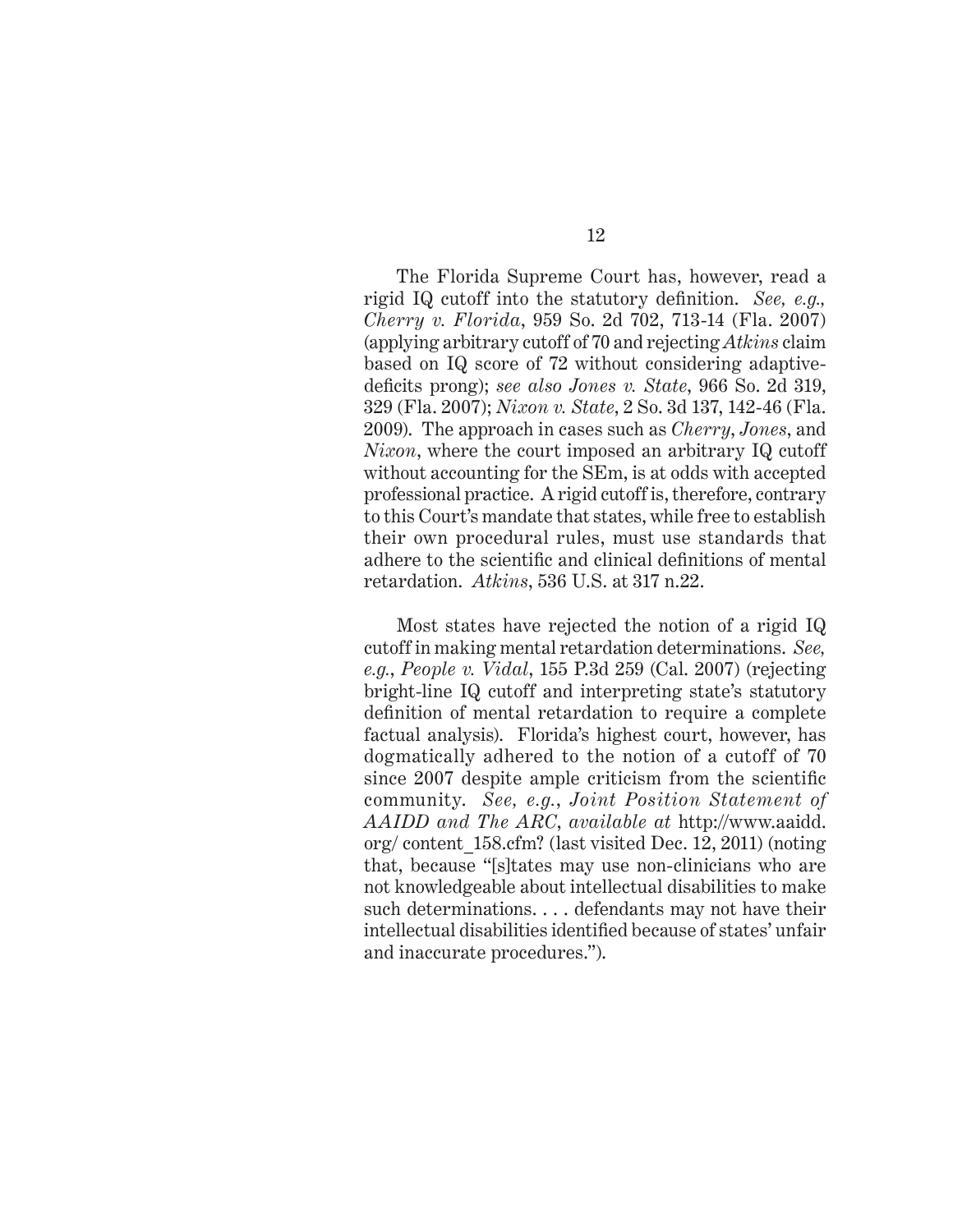The Florida Supreme Court has, however, read a rigid IQ cutoff into the statutory definition. *See, e.g., Cherry v. Florida*, 959 So. 2d 702, 713-14 (Fla. 2007) (applying arbitrary cutoff of 70 and rejecting *Atkins* claim based on IQ score of 72 without considering adaptive-deficits prong); *see also Jones v. State*, 966 So. 2d 319, 329 (Fla. 2007); *Nixon v. State*, 2 So. 3d 137, 142-46 (Fla. 2009). The approach in cases such as *Cherry*, *Jones*, and *Nixon*, where the court imposed an arbitrary IQ cutoff without accounting for the SEm, is at odds with accepted professional practice. A rigid cutoff is, therefore, contrary to this Court's mandate that states, while free to establish their own procedural rules, must use standards that adhere to the scientific and clinical definitions of mental retardation. *Atkins*, 536 U.S. at 317 n.22.

Most states have rejected the notion of a rigid IQ cutoff in making mental retardation determinations. *See, e.g., People v. Vidal*, 155 P.3d 259 (Cal. 2007) (rejecting bright-line IQ cutoff and interpreting state's statutory definition of mental retardation to require a complete factual analysis). Florida's highest court, however, has dogmatically adhered to the notion of a cutoff of 70 since 2007 despite ample criticism from the scientific community. *See, e.g., Joint Position Statement of AAIDD and The ARC*, *available at* http://www.aaidd.org/ content_158.cfm? (last visited Dec. 12, 2011) (noting that, because "[s]tates may use non-clinicians who are not knowledgeable about intellectual disabilities to make such determinations. . . . defendants may not have their intellectual disabilities identified because of states' unfair and inaccurate procedures.").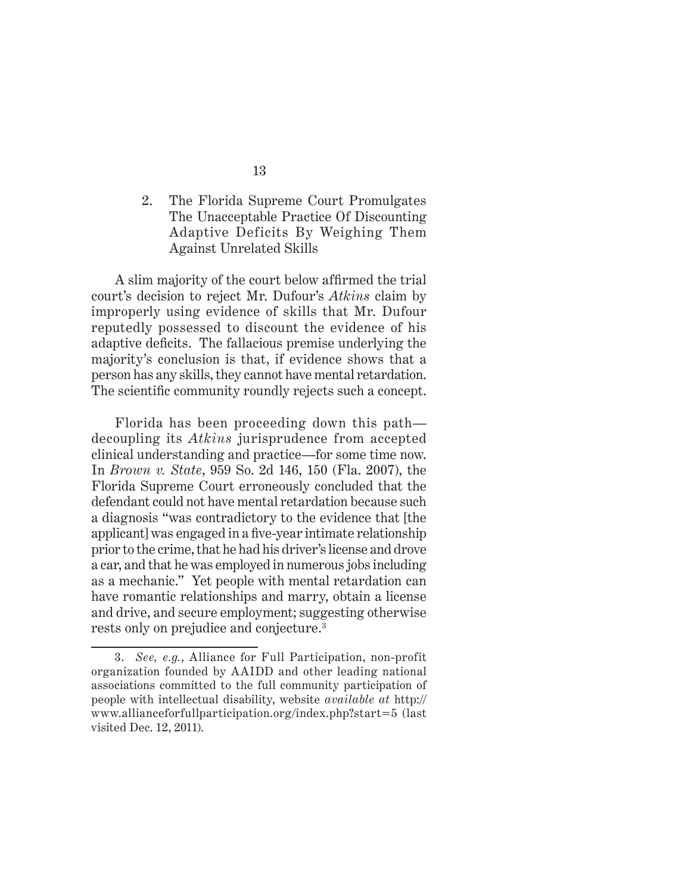### 2. The Florida Supreme Court Promulgates The Unacceptable Practice Of Discounting Adaptive Deficits By Weighing Them Against Unrelated Skills

A slim majority of the court below affirmed the trial court's decision to reject Mr. Dufour's *Atkins* claim by improperly using evidence of skills that Mr. Dufour reputedly possessed to discount the evidence of his adaptive deficits. The fallacious premise underlying the majority's conclusion is that, if evidence shows that a person has any skills, they cannot have mental retardation. The scientific community roundly rejects such a concept.

Florida has been proceeding down this path—decoupling its *Atkins* jurisprudence from accepted clinical understanding and practice—for some time now. In *Brown v. State*, 959 So. 2d 146, 150 (Fla. 2007), the Florida Supreme Court erroneously concluded that the defendant could not have mental retardation because such a diagnosis "was contradictory to the evidence that [the applicant] was engaged in a five-year intimate relationship prior to the crime, that he had his driver's license and drove a car, and that he was employed in numerous jobs including as a mechanic." Yet people with mental retardation can have romantic relationships and marry, obtain a license and drive, and secure employment; suggesting otherwise rests only on prejudice and conjecture.[3]

---

3. *See, e.g.*, Alliance for Full Participation, non-profit organization founded by AAIDD and other leading national associations committed to the full community participation of people with intellectual disability, website *available at* http://www.allianceforfullparticipation.org/index.php?start=5 (last visited Dec. 12, 2011).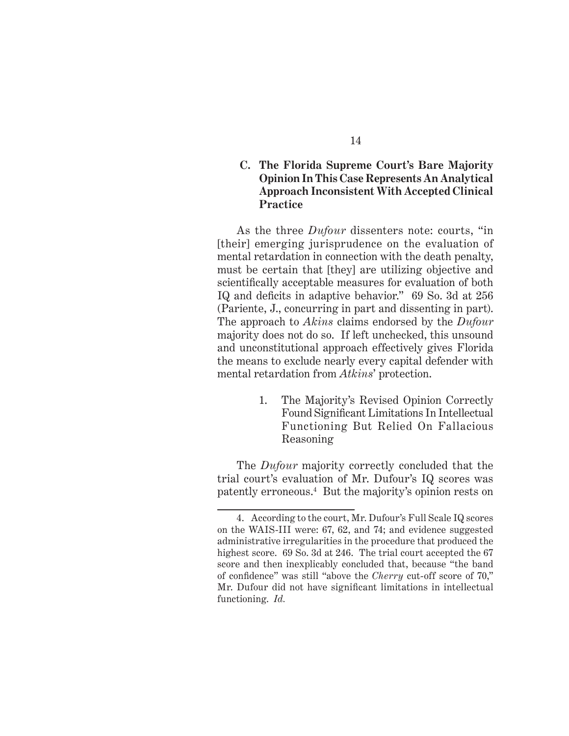### C. The Florida Supreme Court's Bare Majority Opinion In This Case Represents An Analytical Approach Inconsistent With Accepted Clinical Practice

As the three *Dufour* dissenters note: courts, "in [their] emerging jurisprudence on the evaluation of mental retardation in connection with the death penalty, must be certain that [they] are utilizing objective and scientifically acceptable measures for evaluation of both IQ and deficits in adaptive behavior." 69 So. 3d at 256 (Pariente, J., concurring in part and dissenting in part). The approach to *Akins* claims endorsed by the *Dufour* majority does not do so. If left unchecked, this unsound and unconstitutional approach effectively gives Florida the means to exclude nearly every capital defender with mental retardation from *Atkins*' protection.

#### 1. The Majority's Revised Opinion Correctly Found Significant Limitations In Intellectual Functioning But Relied On Fallacious Reasoning

The *Dufour* majority correctly concluded that the trial court's evaluation of Mr. Dufour's IQ scores was patently erroneous.[4] But the majority's opinion rests on

---

4. According to the court, Mr. Dufour's Full Scale IQ scores on the WAIS-III were: 67, 62, and 74; and evidence suggested administrative irregularities in the procedure that produced the highest score. 69 So. 3d at 246. The trial court accepted the 67 score and then inexplicably concluded that, because "the band of confidence" was still "above the *Cherry* cut-off score of 70," Mr. Dufour did not have significant limitations in intellectual functioning. *Id.*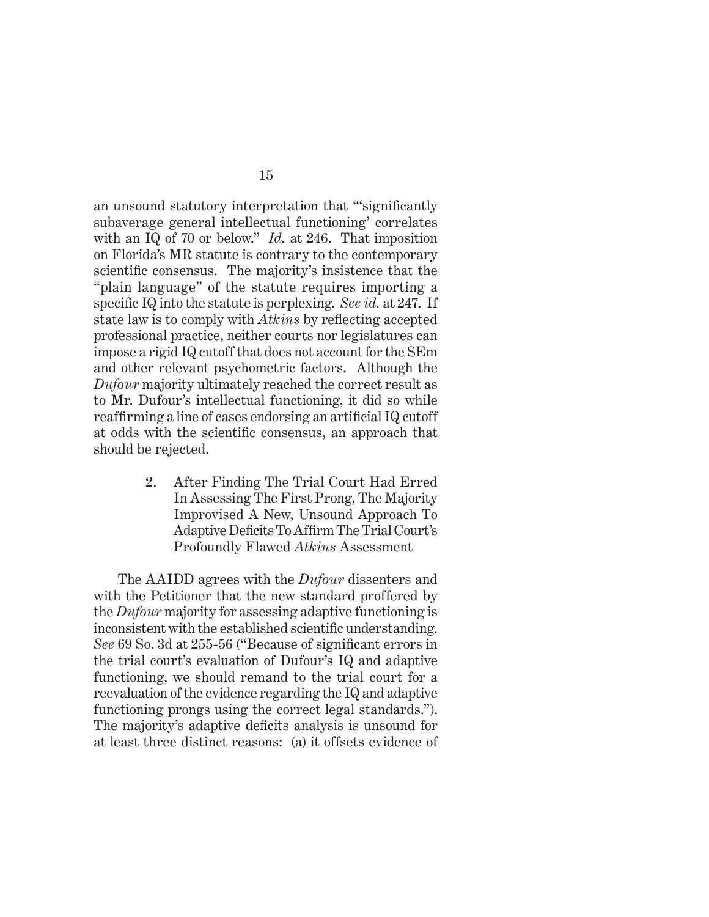an unsound statutory interpretation that "'significantly subaverage general intellectual functioning' correlates with an IQ of 70 or below." *Id.* at 246. That imposition on Florida's MR statute is contrary to the contemporary scientific consensus. The majority's insistence that the "plain language" of the statute requires importing a specific IQ into the statute is perplexing. *See id.* at 247. If state law is to comply with *Atkins* by reflecting accepted professional practice, neither courts nor legislatures can impose a rigid IQ cutoff that does not account for the SEm and other relevant psychometric factors. Although the *Dufour* majority ultimately reached the correct result as to Mr. Dufour's intellectual functioning, it did so while reaffirming a line of cases endorsing an artificial IQ cutoff at odds with the scientific consensus, an approach that should be rejected.

### 2. After Finding The Trial Court Had Erred In Assessing The First Prong, The Majority Improvised A New, Unsound Approach To Adaptive Deficits To Affirm The Trial Court's Profoundly Flawed *Atkins* Assessment

The AAIDD agrees with the *Dufour* dissenters and with the Petitioner that the new standard proffered by the *Dufour* majority for assessing adaptive functioning is inconsistent with the established scientific understanding. *See* 69 So. 3d at 255-56 ("Because of significant errors in the trial court's evaluation of Dufour's IQ and adaptive functioning, we should remand to the trial court for a reevaluation of the evidence regarding the IQ and adaptive functioning prongs using the correct legal standards."). The majority's adaptive deficits analysis is unsound for at least three distinct reasons: (a) it offsets evidence of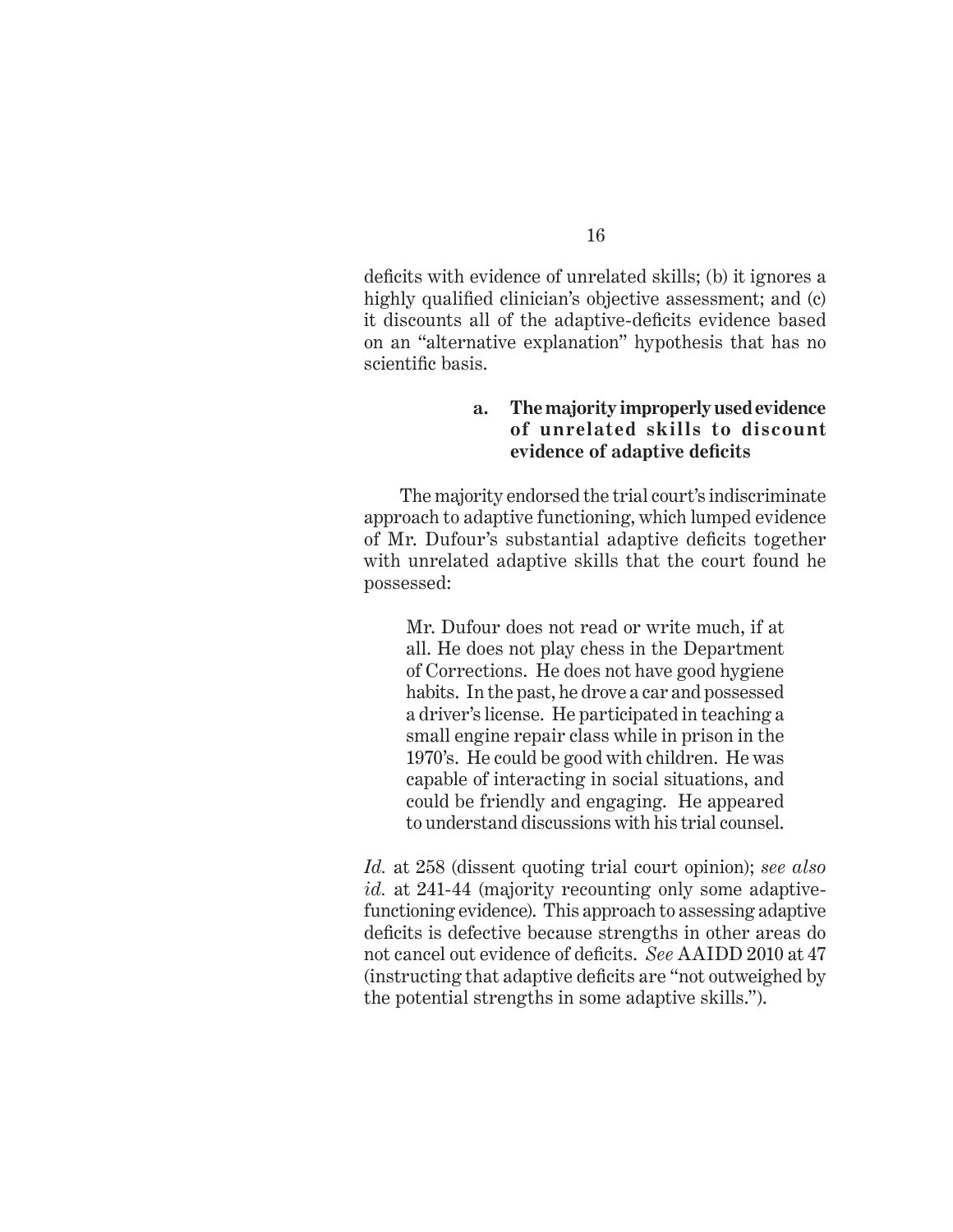deficits with evidence of unrelated skills; (b) it ignores a highly qualified clinician's objective assessment; and (c) it discounts all of the adaptive-deficits evidence based on an "alternative explanation" hypothesis that has no scientific basis.

#### a. The majority improperly used evidence of unrelated skills to discount evidence of adaptive deficits

The majority endorsed the trial court's indiscriminate approach to adaptive functioning, which lumped evidence of Mr. Dufour's substantial adaptive deficits together with unrelated adaptive skills that the court found he possessed:

> Mr. Dufour does not read or write much, if at all. He does not play chess in the Department of Corrections. He does not have good hygiene habits. In the past, he drove a car and possessed a driver's license. He participated in teaching a small engine repair class while in prison in the 1970's. He could be good with children. He was capable of interacting in social situations, and could be friendly and engaging. He appeared to understand discussions with his trial counsel.

*Id.* at 258 (dissent quoting trial court opinion); *see also id.* at 241-44 (majority recounting only some adaptive-functioning evidence). This approach to assessing adaptive deficits is defective because strengths in other areas do not cancel out evidence of deficits. *See* AAIDD 2010 at 47 (instructing that adaptive deficits are "not outweighed by the potential strengths in some adaptive skills.").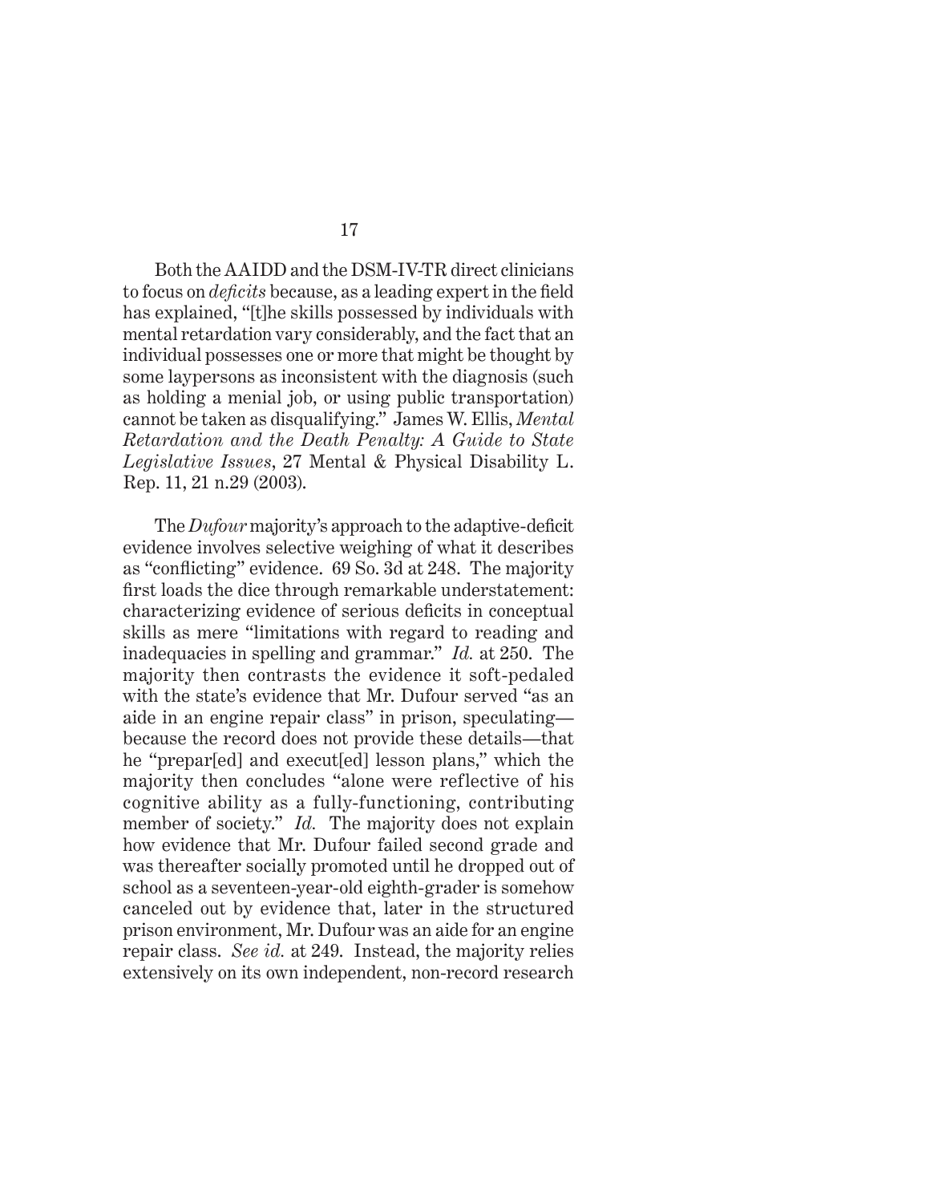Both the AAIDD and the DSM-IV-TR direct clinicians to focus on *deficits* because, as a leading expert in the field has explained, "[t]he skills possessed by individuals with mental retardation vary considerably, and the fact that an individual possesses one or more that might be thought by some laypersons as inconsistent with the diagnosis (such as holding a menial job, or using public transportation) cannot be taken as disqualifying." James W. Ellis, *Mental Retardation and the Death Penalty: A Guide to State Legislative Issues*, 27 Mental & Physical Disability L. Rep. 11, 21 n.29 (2003).

The *Dufour* majority's approach to the adaptive-deficit evidence involves selective weighing of what it describes as "conflicting" evidence. 69 So. 3d at 248. The majority first loads the dice through remarkable understatement: characterizing evidence of serious deficits in conceptual skills as mere "limitations with regard to reading and inadequacies in spelling and grammar." *Id.* at 250. The majority then contrasts the evidence it soft-pedaled with the state's evidence that Mr. Dufour served "as an aide in an engine repair class" in prison, speculating—because the record does not provide these details—that he "prepar[ed] and execut[ed] lesson plans," which the majority then concludes "alone were reflective of his cognitive ability as a fully-functioning, contributing member of society." *Id.* The majority does not explain how evidence that Mr. Dufour failed second grade and was thereafter socially promoted until he dropped out of school as a seventeen-year-old eighth-grader is somehow canceled out by evidence that, later in the structured prison environment, Mr. Dufour was an aide for an engine repair class. *See id.* at 249. Instead, the majority relies extensively on its own independent, non-record research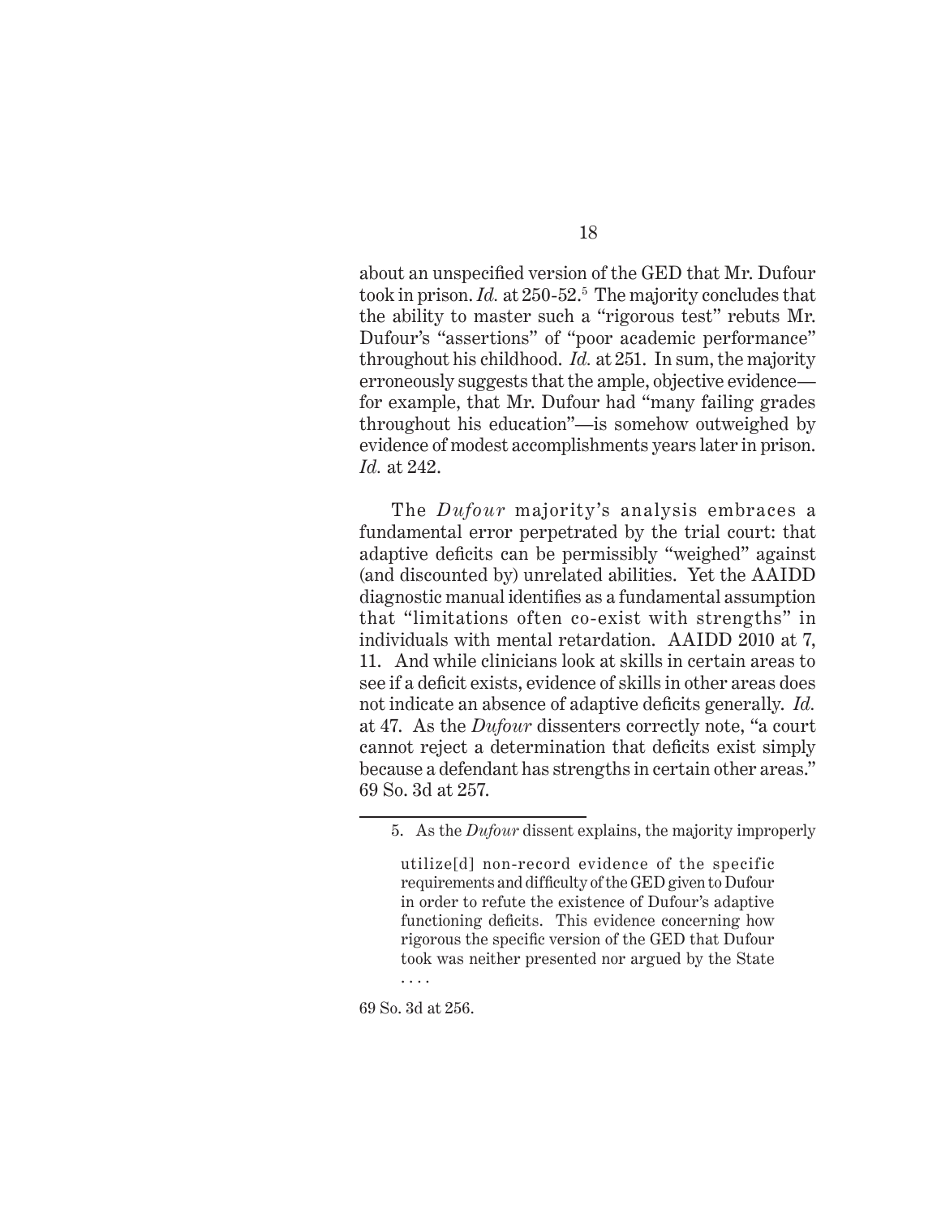about an unspecified version of the GED that Mr. Dufour took in prison. *Id.* at 250-52.[5] The majority concludes that the ability to master such a "rigorous test" rebuts Mr. Dufour's "assertions" of "poor academic performance" throughout his childhood. *Id.* at 251. In sum, the majority erroneously suggests that the ample, objective evidence—for example, that Mr. Dufour had "many failing grades throughout his education"—is somehow outweighed by evidence of modest accomplishments years later in prison. *Id.* at 242.

The *Dufour* majority's analysis embraces a fundamental error perpetrated by the trial court: that adaptive deficits can be permissibly "weighed" against (and discounted by) unrelated abilities. Yet the AAIDD diagnostic manual identifies as a fundamental assumption that "limitations often co-exist with strengths" in individuals with mental retardation. AAIDD 2010 at 7, 11. And while clinicians look at skills in certain areas to see if a deficit exists, evidence of skills in other areas does not indicate an absence of adaptive deficits generally. *Id.* at 47. As the *Dufour* dissenters correctly note, "a court cannot reject a determination that deficits exist simply because a defendant has strengths in certain other areas." 69 So. 3d at 257.

---

5. As the *Dufour* dissent explains, the majority improperly

> utilize[d] non-record evidence of the specific requirements and difficulty of the GED given to Dufour in order to refute the existence of Dufour's adaptive functioning deficits. This evidence concerning how rigorous the specific version of the GED that Dufour took was neither presented nor argued by the State . . . .

69 So. 3d at 256.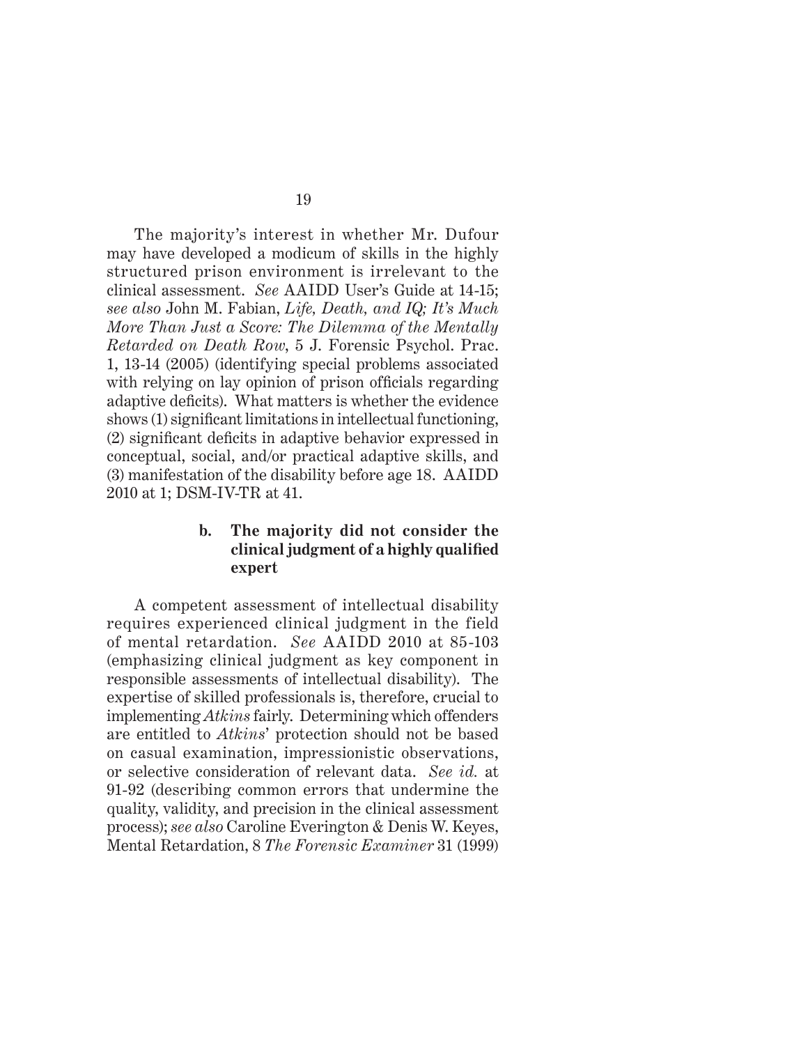The majority's interest in whether Mr. Dufour may have developed a modicum of skills in the highly structured prison environment is irrelevant to the clinical assessment. *See* AAIDD User's Guide at 14-15; *see also* John M. Fabian, *Life, Death, and IQ; It's Much More Than Just a Score: The Dilemma of the Mentally Retarded on Death Row*, 5 J. Forensic Psychol. Prac. 1, 13-14 (2005) (identifying special problems associated with relying on lay opinion of prison officials regarding adaptive deficits). What matters is whether the evidence shows (1) significant limitations in intellectual functioning, (2) significant deficits in adaptive behavior expressed in conceptual, social, and/or practical adaptive skills, and (3) manifestation of the disability before age 18. AAIDD 2010 at 1; DSM-IV-TR at 41.

#### b. The majority did not consider the clinical judgment of a highly qualified expert

A competent assessment of intellectual disability requires experienced clinical judgment in the field of mental retardation. *See* AAIDD 2010 at 85-103 (emphasizing clinical judgment as key component in responsible assessments of intellectual disability). The expertise of skilled professionals is, therefore, crucial to implementing *Atkins* fairly. Determining which offenders are entitled to *Atkins*' protection should not be based on casual examination, impressionistic observations, or selective consideration of relevant data. *See id.* at 91-92 (describing common errors that undermine the quality, validity, and precision in the clinical assessment process); *see also* Caroline Everington & Denis W. Keyes, Mental Retardation, 8 *The Forensic Examiner* 31 (1999)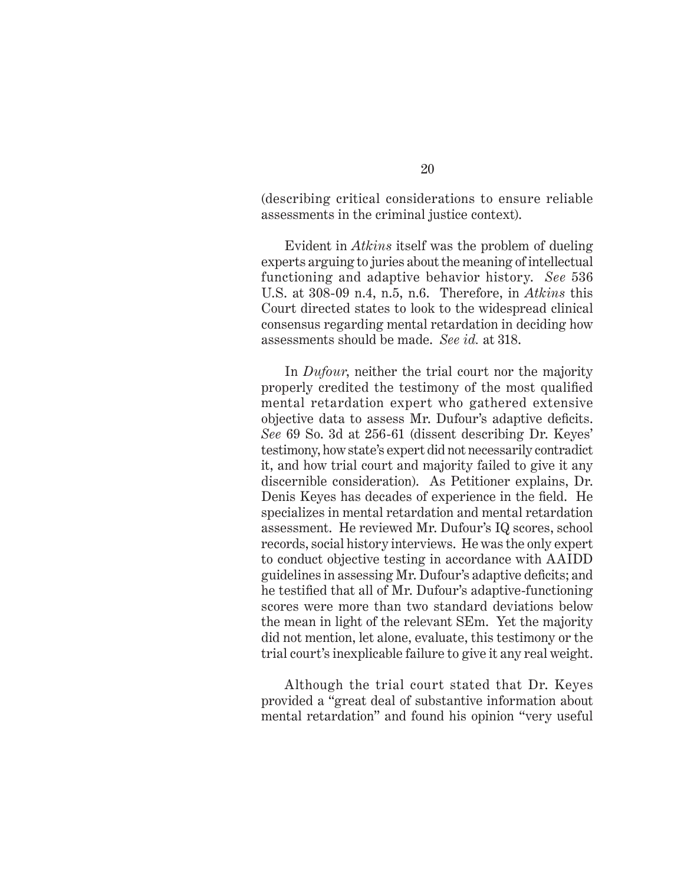(describing critical considerations to ensure reliable assessments in the criminal justice context).

Evident in *Atkins* itself was the problem of dueling experts arguing to juries about the meaning of intellectual functioning and adaptive behavior history. *See* 536 U.S. at 308-09 n.4, n.5, n.6. Therefore, in *Atkins* this Court directed states to look to the widespread clinical consensus regarding mental retardation in deciding how assessments should be made. *See id.* at 318.

In *Dufour*, neither the trial court nor the majority properly credited the testimony of the most qualified mental retardation expert who gathered extensive objective data to assess Mr. Dufour's adaptive deficits. *See* 69 So. 3d at 256-61 (dissent describing Dr. Keyes' testimony, how state's expert did not necessarily contradict it, and how trial court and majority failed to give it any discernible consideration). As Petitioner explains, Dr. Denis Keyes has decades of experience in the field. He specializes in mental retardation and mental retardation assessment. He reviewed Mr. Dufour's IQ scores, school records, social history interviews. He was the only expert to conduct objective testing in accordance with AAIDD guidelines in assessing Mr. Dufour's adaptive deficits; and he testified that all of Mr. Dufour's adaptive-functioning scores were more than two standard deviations below the mean in light of the relevant SEm. Yet the majority did not mention, let alone, evaluate, this testimony or the trial court's inexplicable failure to give it any real weight.

Although the trial court stated that Dr. Keyes provided a "great deal of substantive information about mental retardation" and found his opinion "very useful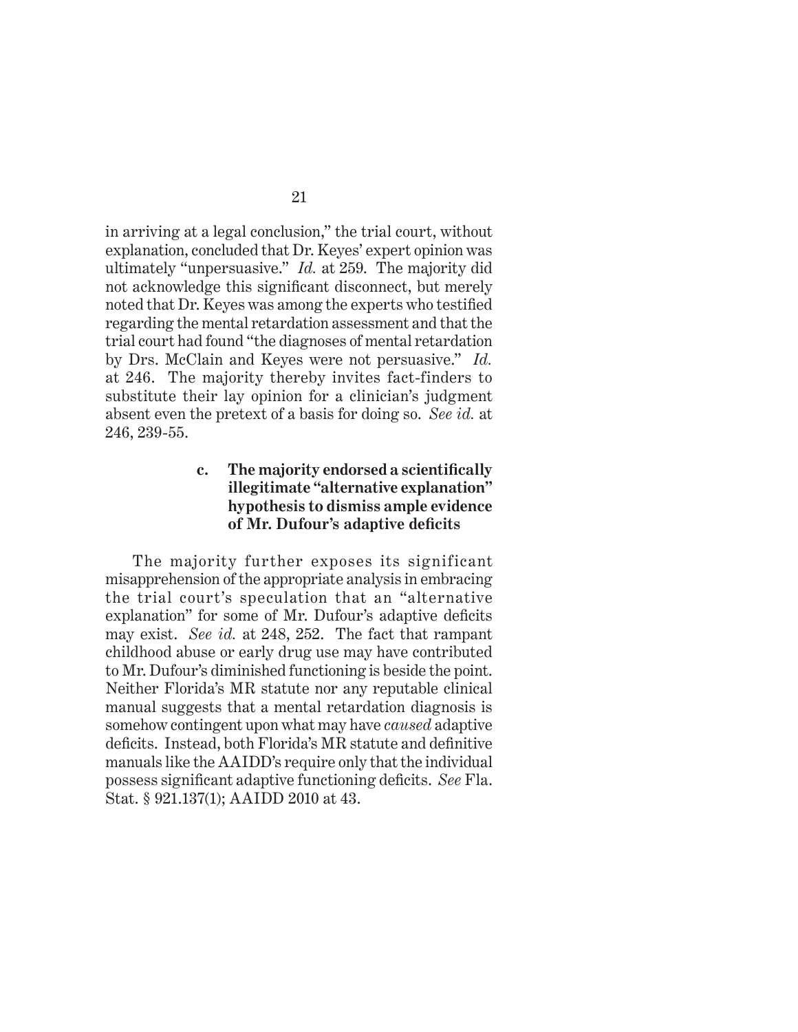in arriving at a legal conclusion," the trial court, without explanation, concluded that Dr. Keyes' expert opinion was ultimately "unpersuasive." *Id.* at 259. The majority did not acknowledge this significant disconnect, but merely noted that Dr. Keyes was among the experts who testified regarding the mental retardation assessment and that the trial court had found "the diagnoses of mental retardation by Drs. McClain and Keyes were not persuasive." *Id.* at 246. The majority thereby invites fact-finders to substitute their lay opinion for a clinician's judgment absent even the pretext of a basis for doing so. *See id.* at 246, 239-55.

**c. The majority endorsed a scientifically illegitimate "alternative explanation" hypothesis to dismiss ample evidence of Mr. Dufour's adaptive deficits**

The majority further exposes its significant misapprehension of the appropriate analysis in embracing the trial court's speculation that an "alternative explanation" for some of Mr. Dufour's adaptive deficits may exist. *See id.* at 248, 252. The fact that rampant childhood abuse or early drug use may have contributed to Mr. Dufour's diminished functioning is beside the point. Neither Florida's MR statute nor any reputable clinical manual suggests that a mental retardation diagnosis is somehow contingent upon what may have *caused* adaptive deficits. Instead, both Florida's MR statute and definitive manuals like the AAIDD's require only that the individual possess significant adaptive functioning deficits. *See* Fla. Stat. § 921.137(1); AAIDD 2010 at 43.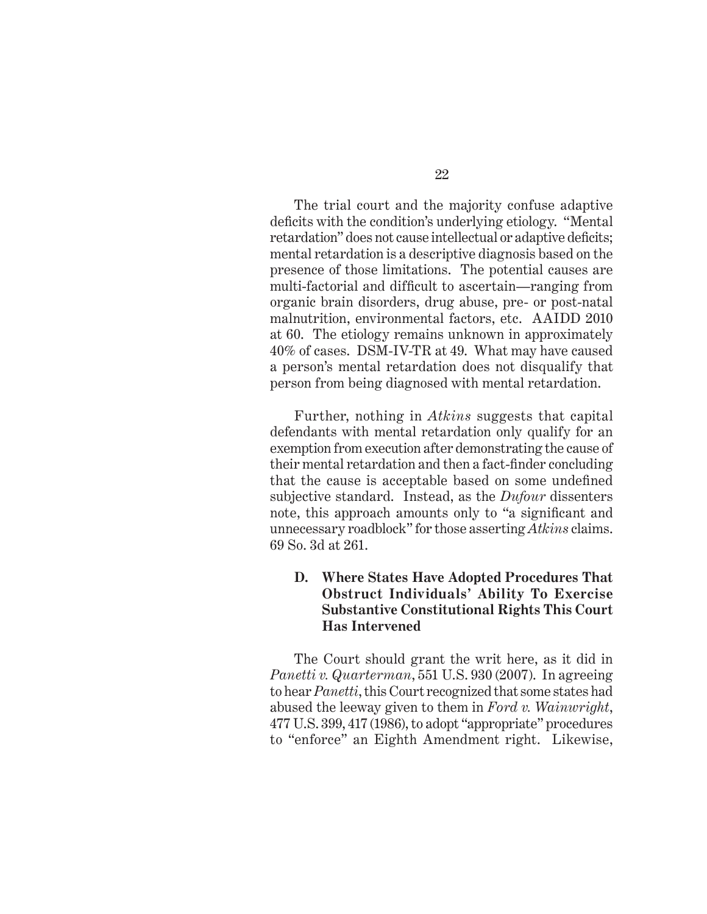The trial court and the majority confuse adaptive deficits with the condition's underlying etiology. "Mental retardation" does not cause intellectual or adaptive deficits; mental retardation is a descriptive diagnosis based on the presence of those limitations. The potential causes are multi-factorial and difficult to ascertain—ranging from organic brain disorders, drug abuse, pre- or post-natal malnutrition, environmental factors, etc. AAIDD 2010 at 60. The etiology remains unknown in approximately 40% of cases. DSM-IV-TR at 49. What may have caused a person's mental retardation does not disqualify that person from being diagnosed with mental retardation.

Further, nothing in *Atkins* suggests that capital defendants with mental retardation only qualify for an exemption from execution after demonstrating the cause of their mental retardation and then a fact-finder concluding that the cause is acceptable based on some undefined subjective standard. Instead, as the *Dufour* dissenters note, this approach amounts only to "a significant and unnecessary roadblock" for those asserting *Atkins* claims. 69 So. 3d at 261.

### D. Where States Have Adopted Procedures That Obstruct Individuals' Ability To Exercise Substantive Constitutional Rights This Court Has Intervened

The Court should grant the writ here, as it did in *Panetti v. Quarterman*, 551 U.S. 930 (2007). In agreeing to hear *Panetti*, this Court recognized that some states had abused the leeway given to them in *Ford v. Wainwright*, 477 U.S. 399, 417 (1986), to adopt "appropriate" procedures to "enforce" an Eighth Amendment right. Likewise,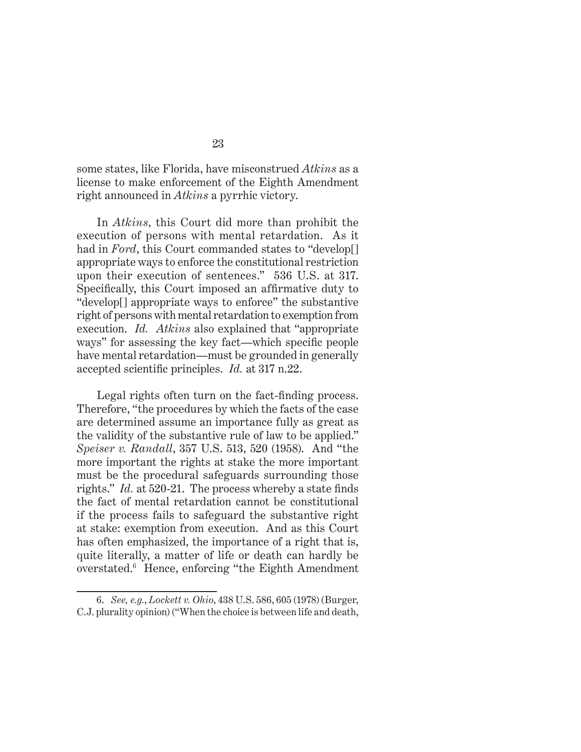some states, like Florida, have misconstrued *Atkins* as a license to make enforcement of the Eighth Amendment right announced in *Atkins* a pyrrhic victory.

In *Atkins*, this Court did more than prohibit the execution of persons with mental retardation. As it had in *Ford*, this Court commanded states to "develop[] appropriate ways to enforce the constitutional restriction upon their execution of sentences." 536 U.S. at 317. Specifically, this Court imposed an affirmative duty to "develop[] appropriate ways to enforce" the substantive right of persons with mental retardation to exemption from execution. *Id.* *Atkins* also explained that "appropriate ways" for assessing the key fact—which specific people have mental retardation—must be grounded in generally accepted scientific principles. *Id.* at 317 n.22.

Legal rights often turn on the fact-finding process. Therefore, "the procedures by which the facts of the case are determined assume an importance fully as great as the validity of the substantive rule of law to be applied." *Speiser v. Randall*, 357 U.S. 513, 520 (1958). And "the more important the rights at stake the more important must be the procedural safeguards surrounding those rights." *Id.* at 520-21. The process whereby a state finds the fact of mental retardation cannot be constitutional if the process fails to safeguard the substantive right at stake: exemption from execution. And as this Court has often emphasized, the importance of a right that is, quite literally, a matter of life or death can hardly be overstated.[6] Hence, enforcing "the Eighth Amendment

---

6. *See, e.g.*, *Lockett v. Ohio*, 438 U.S. 586, 605 (1978) (Burger, C.J. plurality opinion) ("When the choice is between life and death,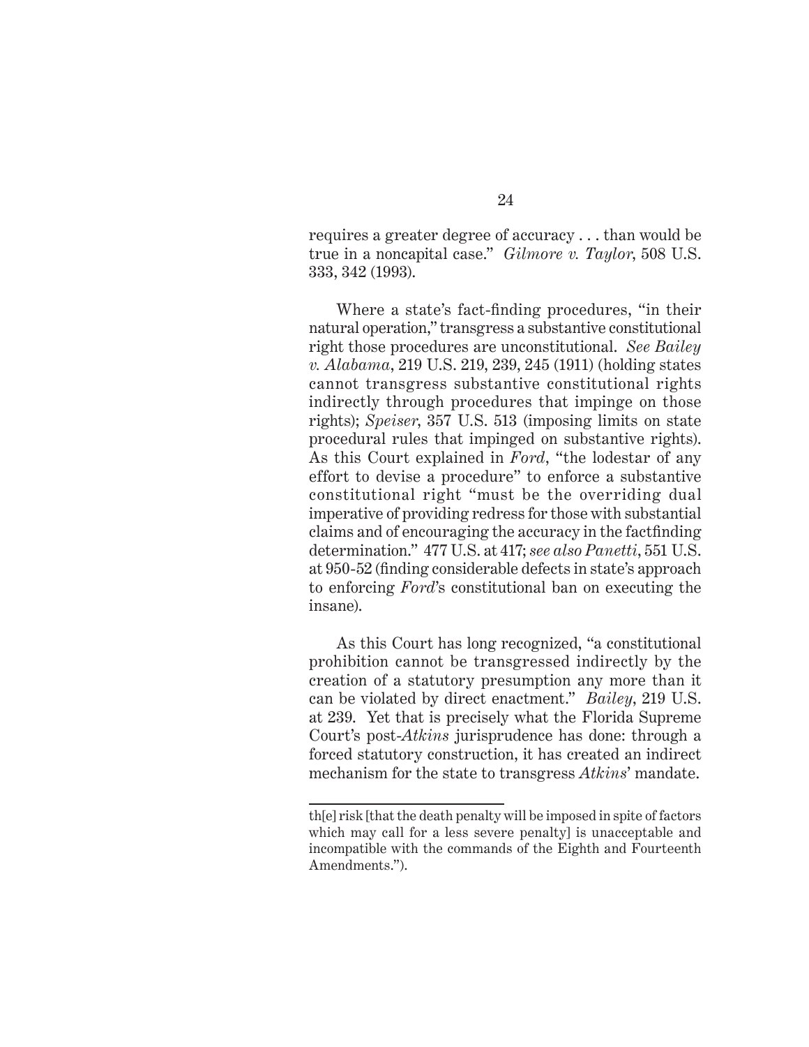requires a greater degree of accuracy . . . than would be true in a noncapital case." *Gilmore v. Taylor*, 508 U.S. 333, 342 (1993).

Where a state's fact-finding procedures, "in their natural operation," transgress a substantive constitutional right those procedures are unconstitutional. *See Bailey v. Alabama*, 219 U.S. 219, 239, 245 (1911) (holding states cannot transgress substantive constitutional rights indirectly through procedures that impinge on those rights); *Speiser*, 357 U.S. 513 (imposing limits on state procedural rules that impinged on substantive rights). As this Court explained in *Ford*, "the lodestar of any effort to devise a procedure" to enforce a substantive constitutional right "must be the overriding dual imperative of providing redress for those with substantial claims and of encouraging the accuracy in the factfinding determination." 477 U.S. at 417; *see also Panetti*, 551 U.S. at 950-52 (finding considerable defects in state's approach to enforcing *Ford*'s constitutional ban on executing the insane).

As this Court has long recognized, "a constitutional prohibition cannot be transgressed indirectly by the creation of a statutory presumption any more than it can be violated by direct enactment." *Bailey*, 219 U.S. at 239. Yet that is precisely what the Florida Supreme Court's post-*Atkins* jurisprudence has done: through a forced statutory construction, it has created an indirect mechanism for the state to transgress *Atkins*' mandate.

---

th[e] risk [that the death penalty will be imposed in spite of factors which may call for a less severe penalty] is unacceptable and incompatible with the commands of the Eighth and Fourteenth Amendments.").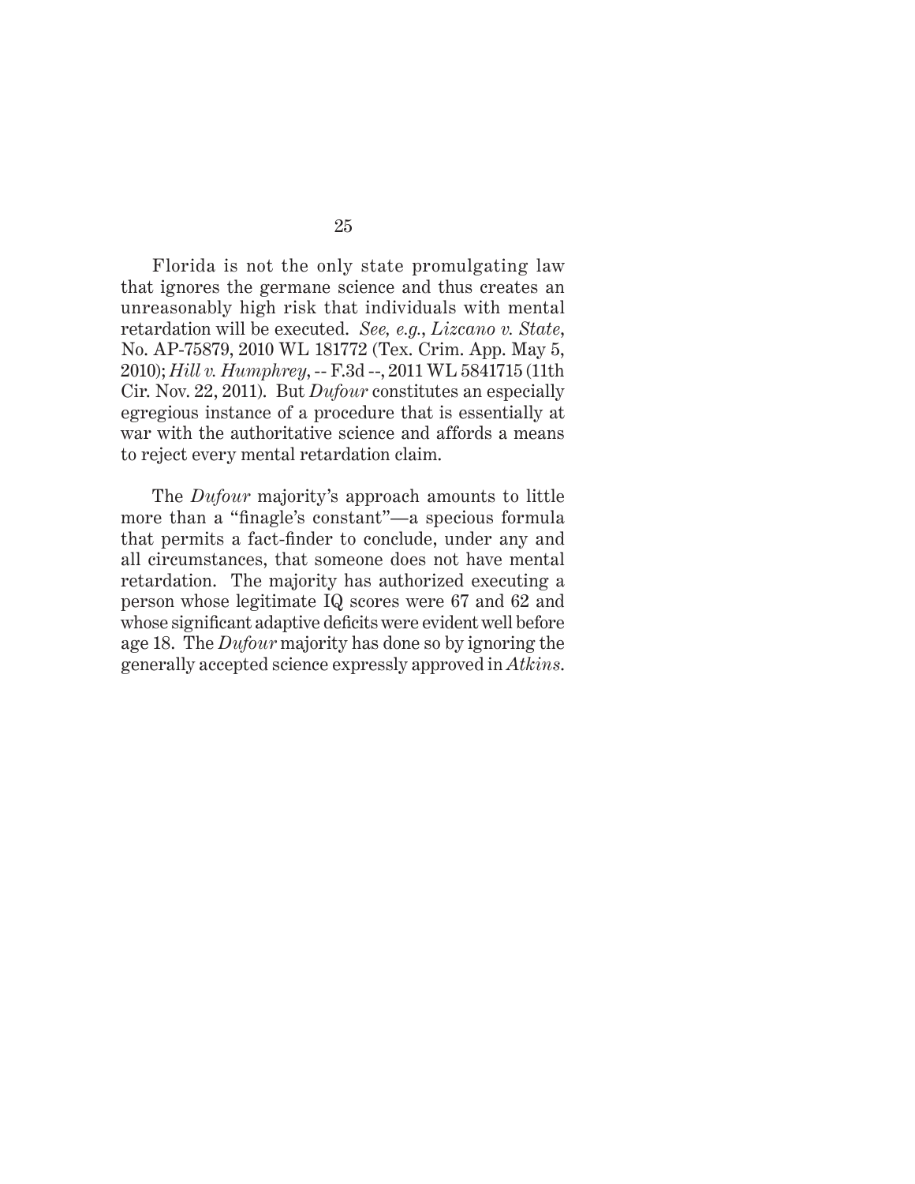Florida is not the only state promulgating law that ignores the germane science and thus creates an unreasonably high risk that individuals with mental retardation will be executed. *See, e.g.*, *Lizcano v. State*, No. AP-75879, 2010 WL 181772 (Tex. Crim. App. May 5, 2010); *Hill v. Humphrey*, -- F.3d --, 2011 WL 5841715 (11th Cir. Nov. 22, 2011). But *Dufour* constitutes an especially egregious instance of a procedure that is essentially at war with the authoritative science and affords a means to reject every mental retardation claim.

The *Dufour* majority's approach amounts to little more than a "finagle's constant"—a specious formula that permits a fact-finder to conclude, under any and all circumstances, that someone does not have mental retardation. The majority has authorized executing a person whose legitimate IQ scores were 67 and 62 and whose significant adaptive deficits were evident well before age 18. The *Dufour* majority has done so by ignoring the generally accepted science expressly approved in *Atkins*.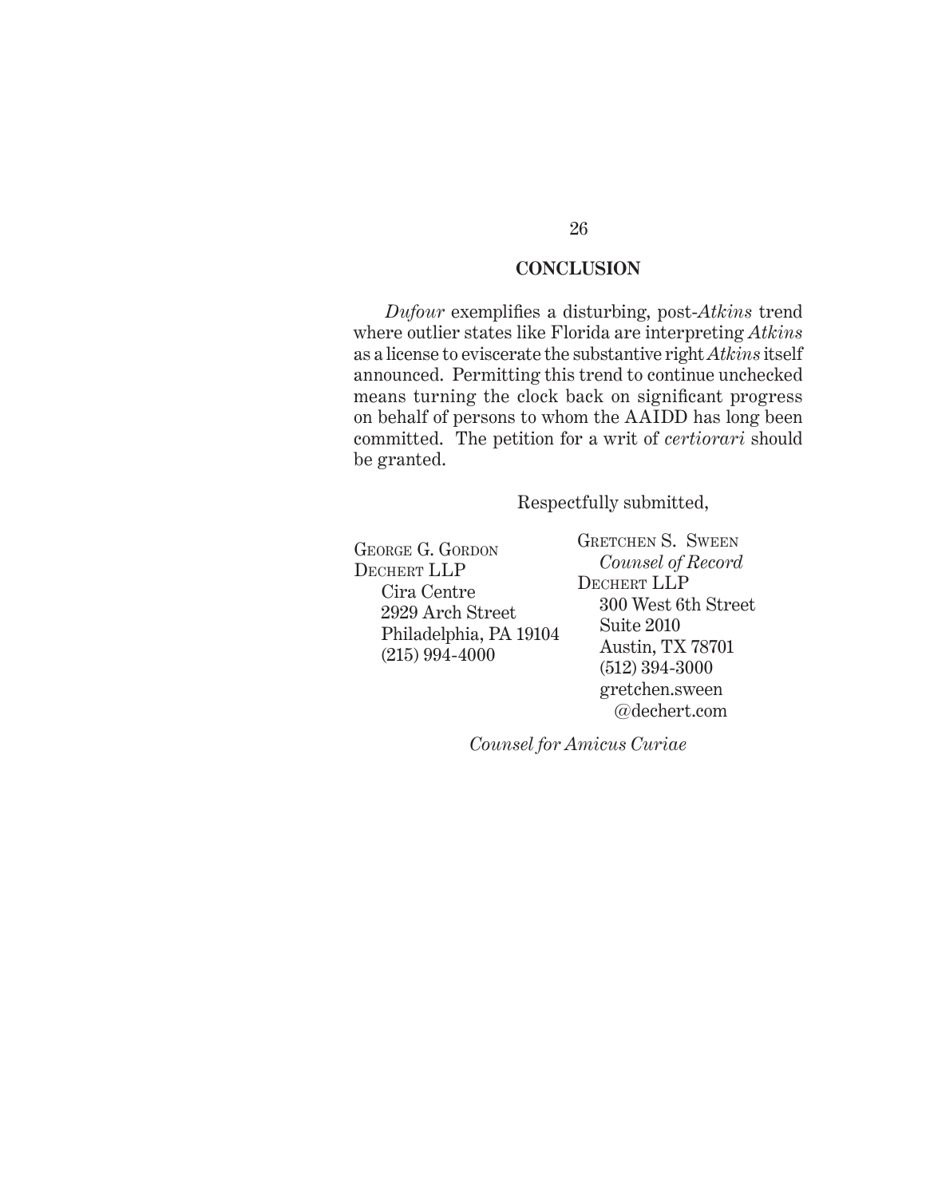## CONCLUSION

*Dufour* exemplifies a disturbing, post-*Atkins* trend where outlier states like Florida are interpreting *Atkins* as a license to eviscerate the substantive right *Atkins* itself announced. Permitting this trend to continue unchecked means turning the clock back on significant progress on behalf of persons to whom the AAIDD has long been committed. The petition for a writ of *certiorari* should be granted.

Respectfully submitted,

George G. Gordon
Dechert LLP
Cira Centre
2929 Arch Street
Philadelphia, PA 19104
(215) 994-4000

Gretchen S. Sween
*Counsel of Record*
Dechert LLP
300 West 6th Street
Suite 2010
Austin, TX 78701
(512) 394-3000
gretchen.sween@dechert.com

*Counsel for Amicus Curiae*